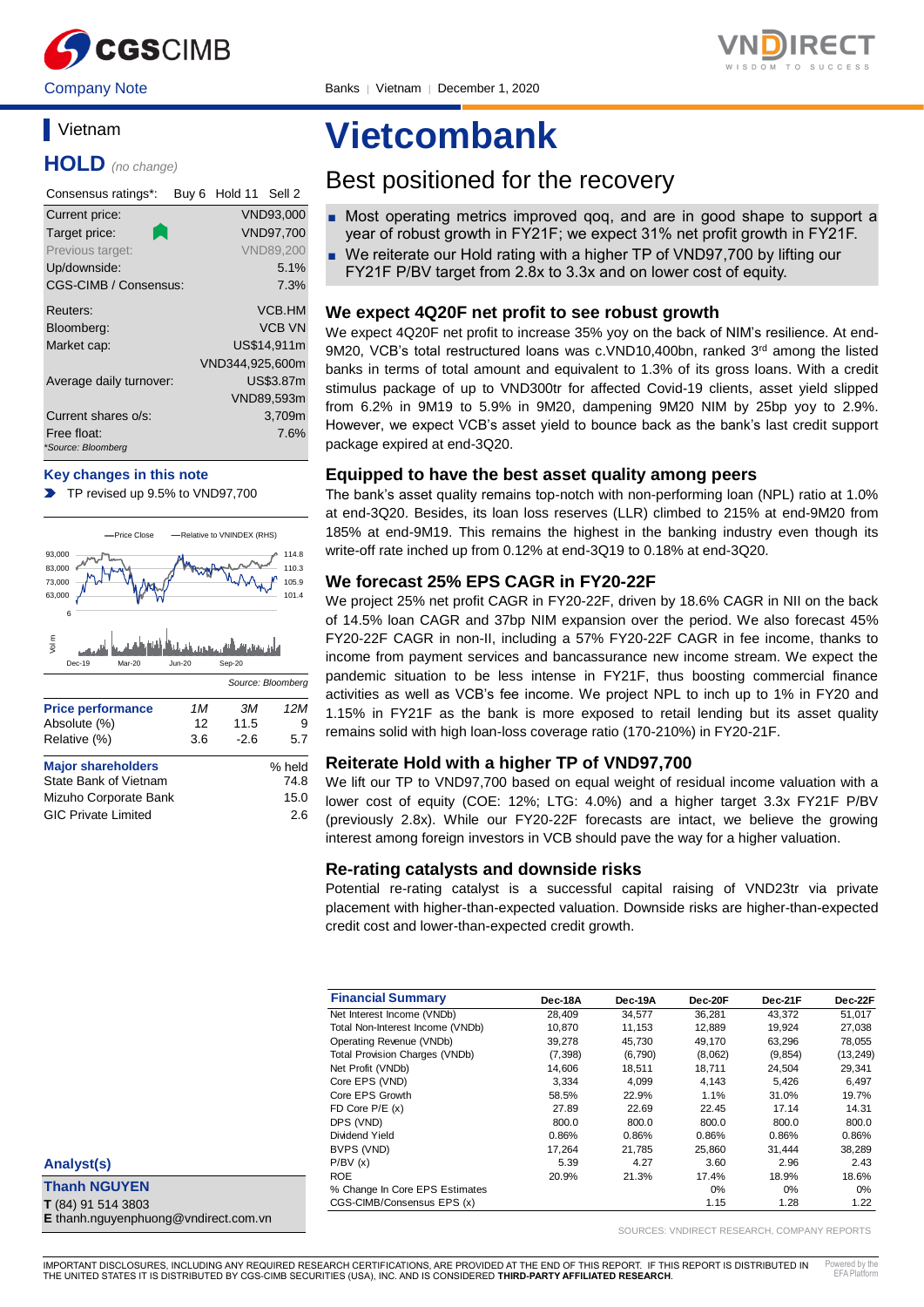Company Note

Banks | Vietnam | December 1, 2020

## Vietnam

**HOLD** *(no change)*

| Consensus ratings*: | Buy 6 Hold 11 Sell 2 |
|---|---|
| Current price: | VND93,000 |
| Target price: | VND97,700 |
| Previous target: | VND89,200 |
| Up/downside: | 5.1% |
| CGS-CIMB / Consensus: | 7.3% |
| Reuters: | VCB.HM |
| Bloomberg: | VCB VN |
| Market cap: | US$14,911m |
| | VND344,925,600m |
| Average daily turnover: | US$3.87m |
| | VND89,593m |
| Current shares o/s: | 3,709m |
| Free float: | 7.6% |

*Source: Bloomberg

**Key changes in this note**

- TP revised up 9.5% to VND97,700

Source: Bloomberg

| Price performance | 1M | 3M | 12M |
|---|---|---|---|
| Absolute (%) | 12 | 11.5 | 9 |
| Relative (%) | 3.6 | -2.6 | 5.7 |

| Major shareholders | % held |
|---|---|
| State Bank of Vietnam | 74.8 |
| Mizuho Corporate Bank | 15.0 |
| GIC Private Limited | 2.6 |

# Vietcombank

## Best positioned for the recovery

- Most operating metrics improved qoq, and are in good shape to support a year of robust growth in FY21F; we expect 31% net profit growth in FY21F.
- We reiterate our Hold rating with a higher TP of VND97,700 by lifting our FY21F P/BV target from 2.8x to 3.3x and on lower cost of equity.

### We expect 4Q20F net profit to see robust growth

We expect 4Q20F net profit to increase 35% yoy on the back of NIM's resilience. At end-9M20, VCB's total restructured loans was c.VND10,400bn, ranked 3rd among the listed banks in terms of total amount and equivalent to 1.3% of its gross loans. With a credit stimulus package of up to VND300tr for affected Covid-19 clients, asset yield slipped from 6.2% in 9M19 to 5.9% in 9M20, dampening 9M20 NIM by 25bp yoy to 2.9%. However, we expect VCB's asset yield to bounce back as the bank's last credit support package expired at end-3Q20.

### Equipped to have the best asset quality among peers

The bank's asset quality remains top-notch with non-performing loan (NPL) ratio at 1.0% at end-3Q20. Besides, its loan loss reserves (LLR) climbed to 215% at end-9M20 from 185% at end-9M19. This remains the highest in the banking industry even though its write-off rate inched up from 0.12% at end-3Q19 to 0.18% at end-3Q20.

### We forecast 25% EPS CAGR in FY20-22F

We project 25% net profit CAGR in FY20-22F, driven by 18.6% CAGR in NII on the back of 14.5% loan CAGR and 37bp NIM expansion over the period. We also forecast 45% FY20-22F CAGR in non-II, including a 57% FY20-22F CAGR in fee income, thanks to income from payment services and bancassurance new income stream. We expect the pandemic situation to be less intense in FY21F, thus boosting commercial finance activities as well as VCB's fee income. We project NPL to inch up to 1% in FY20 and 1.15% in FY21F as the bank is more exposed to retail lending but its asset quality remains solid with high loan-loss coverage ratio (170-210%) in FY20-21F.

### Reiterate Hold with a higher TP of VND97,700

We lift our TP to VND97,700 based on equal weight of residual income valuation with a lower cost of equity (COE: 12%; LTG: 4.0%) and a higher target 3.3x FY21F P/BV (previously 2.8x). While our FY20-22F forecasts are intact, we believe the growing interest among foreign investors in VCB should pave the way for a higher valuation.

### Re-rating catalysts and downside risks

Potential re-rating catalyst is a successful capital raising of VND23tr via private placement with higher-than-expected valuation. Downside risks are higher-than-expected credit cost and lower-than-expected credit growth.

| Financial Summary | Dec-18A | Dec-19A | Dec-20F | Dec-21F | Dec-22F |
|---|---|---|---|---|---|
| Net Interest Income (VNDb) | 28,409 | 34,577 | 36,281 | 43,372 | 51,017 |
| Total Non-Interest Income (VNDb) | 10,870 | 11,153 | 12,889 | 19,924 | 27,038 |
| Operating Revenue (VNDb) | 39,278 | 45,730 | 49,170 | 63,296 | 78,055 |
| Total Provision Charges (VNDb) | (7,398) | (6,790) | (8,062) | (9,854) | (13,249) |
| Net Profit (VNDb) | 14,606 | 18,511 | 18,711 | 24,504 | 29,341 |
| Core EPS (VND) | 3,334 | 4,099 | 4,143 | 5,426 | 6,497 |
| Core EPS Growth | 58.5% | 22.9% | 1.1% | 31.0% | 19.7% |
| FD Core P/E (x) | 27.89 | 22.69 | 22.45 | 17.14 | 14.31 |
| DPS (VND) | 800.0 | 800.0 | 800.0 | 800.0 | 800.0 |
| Dividend Yield | 0.86% | 0.86% | 0.86% | 0.86% | 0.86% |
| BVPS (VND) | 17,264 | 21,785 | 25,860 | 31,444 | 38,289 |
| P/BV (x) | 5.39 | 4.27 | 3.60 | 2.96 | 2.43 |
| ROE | 20.9% | 21.3% | 17.4% | 18.9% | 18.6% |
| % Change In Core EPS Estimates | | | 0% | 0% | 0% |
| CGS-CIMB/Consensus EPS (x) | | | 1.15 | 1.28 | 1.22 |

SOURCES: VNDIRECT RESEARCH, COMPANY REPORTS

**Analyst(s)**

**Thanh NGUYEN**
**T** (84) 91 514 3803
**E** thanh.nguyenphuong@vndirect.com.vn

IMPORTANT DISCLOSURES, INCLUDING ANY REQUIRED RESEARCH CERTIFICATIONS, ARE PROVIDED AT THE END OF THIS REPORT. IF THIS REPORT IS DISTRIBUTED IN THE UNITED STATES IT IS DISTRIBUTED BY CGS-CIMB SECURITIES (USA), INC. AND IS CONSIDERED **THIRD-PARTY AFFILIATED RESEARCH**.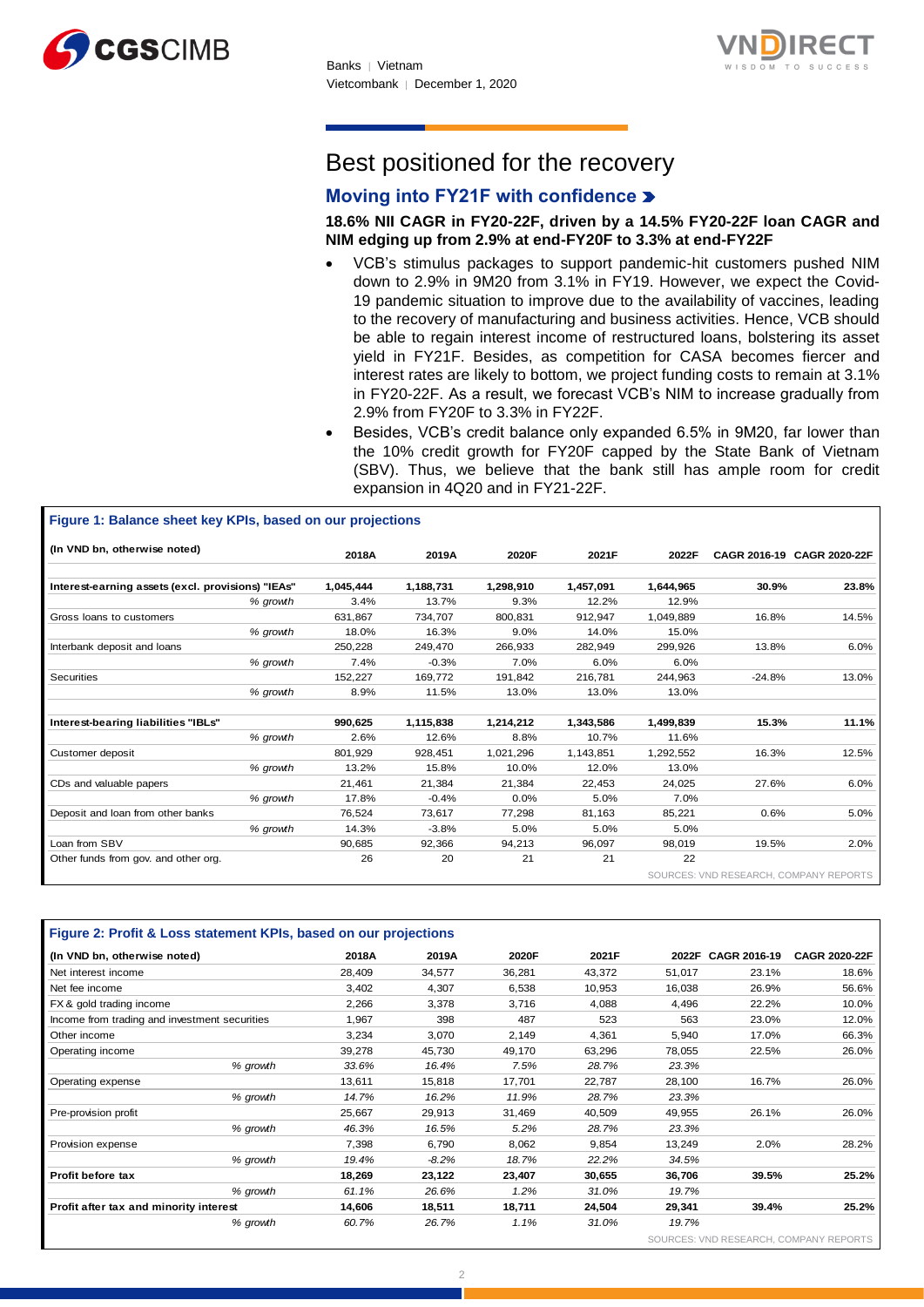# Best positioned for the recovery

## Moving into FY21F with confidence

**18.6% NII CAGR in FY20-22F, driven by a 14.5% FY20-22F loan CAGR and NIM edging up from 2.9% at end-FY20F to 3.3% at end-FY22F**

- VCB's stimulus packages to support pandemic-hit customers pushed NIM down to 2.9% in 9M20 from 3.1% in FY19. However, we expect the Covid-19 pandemic situation to improve due to the availability of vaccines, leading to the recovery of manufacturing and business activities. Hence, VCB should be able to regain interest income of restructured loans, bolstering its asset yield in FY21F. Besides, as competition for CASA becomes fiercer and interest rates are likely to bottom, we project funding costs to remain at 3.1% in FY20-22F. As a result, we forecast VCB's NIM to increase gradually from 2.9% from FY20F to 3.3% in FY22F.
- Besides, VCB's credit balance only expanded 6.5% in 9M20, far lower than the 10% credit growth for FY20F capped by the State Bank of Vietnam (SBV). Thus, we believe that the bank still has ample room for credit expansion in 4Q20 and in FY21-22F.

**Figure 1: Balance sheet key KPIs, based on our projections**

| (In VND bn, otherwise noted) | 2018A | 2019A | 2020F | 2021F | 2022F | CAGR 2016-19 | CAGR 2020-22F |
|---|---|---|---|---|---|---|---|
| **Interest-earning assets (excl. provisions) "IEAs"** | **1,045,444** | **1,188,731** | **1,298,910** | **1,457,091** | **1,644,965** | **30.9%** | **23.8%** |
| *% growth* | 3.4% | 13.7% | 9.3% | 12.2% | 12.9% | | |
| Gross loans to customers | 631,867 | 734,707 | 800,831 | 912,947 | 1,049,889 | 16.8% | 14.5% |
| *% growth* | 18.0% | 16.3% | 9.0% | 14.0% | 15.0% | | |
| Interbank deposit and loans | 250,228 | 249,470 | 266,933 | 282,949 | 299,926 | 13.8% | 6.0% |
| *% growth* | 7.4% | -0.3% | 7.0% | 6.0% | 6.0% | | |
| Securities | 152,227 | 169,772 | 191,842 | 216,781 | 244,963 | -24.8% | 13.0% |
| *% growth* | 8.9% | 11.5% | 13.0% | 13.0% | 13.0% | | |
| **Interest-bearing liabilities "IBLs"** | **990,625** | **1,115,838** | **1,214,212** | **1,343,586** | **1,499,839** | **15.3%** | **11.1%** |
| *% growth* | 2.6% | 12.6% | 8.8% | 10.7% | 11.6% | | |
| Customer deposit | 801,929 | 928,451 | 1,021,296 | 1,143,851 | 1,292,552 | 16.3% | 12.5% |
| *% growth* | 13.2% | 15.8% | 10.0% | 12.0% | 13.0% | | |
| CDs and valuable papers | 21,461 | 21,384 | 21,384 | 22,453 | 24,025 | 27.6% | 6.0% |
| *% growth* | 17.8% | -0.4% | 0.0% | 5.0% | 7.0% | | |
| Deposit and loan from other banks | 76,524 | 73,617 | 77,298 | 81,163 | 85,221 | 0.6% | 5.0% |
| *% growth* | 14.3% | -3.8% | 5.0% | 5.0% | 5.0% | | |
| Loan from SBV | 90,685 | 92,366 | 94,213 | 96,097 | 98,019 | 19.5% | 2.0% |
| Other funds from gov. and other org. | 26 | 20 | 21 | 21 | 22 | | |

SOURCES: VND RESEARCH, COMPANY REPORTS

**Figure 2: Profit & Loss statement KPIs, based on our projections**

| (In VND bn, otherwise noted) | 2018A | 2019A | 2020F | 2021F | 2022F | CAGR 2016-19 | CAGR 2020-22F |
|---|---|---|---|---|---|---|---|
| Net interest income | 28,409 | 34,577 | 36,281 | 43,372 | 51,017 | 23.1% | 18.6% |
| Net fee income | 3,402 | 4,307 | 6,538 | 10,953 | 16,038 | 26.9% | 56.6% |
| FX & gold trading income | 2,266 | 3,378 | 3,716 | 4,088 | 4,496 | 22.2% | 10.0% |
| Income from trading and investment securities | 1,967 | 398 | 487 | 523 | 563 | 23.0% | 12.0% |
| Other income | 3,234 | 3,070 | 2,149 | 4,361 | 5,940 | 17.0% | 66.3% |
| Operating income | 39,278 | 45,730 | 49,170 | 63,296 | 78,055 | 22.5% | 26.0% |
| *% growth* | *33.6%* | *16.4%* | *7.5%* | *28.7%* | *23.3%* | | |
| Operating expense | 13,611 | 15,818 | 17,701 | 22,787 | 28,100 | 16.7% | 26.0% |
| *% growth* | *14.7%* | *16.2%* | *11.9%* | *28.7%* | *23.3%* | | |
| Pre-provision profit | 25,667 | 29,913 | 31,469 | 40,509 | 49,955 | 26.1% | 26.0% |
| *% growth* | *46.3%* | *16.5%* | *5.2%* | *28.7%* | *23.3%* | | |
| Provision expense | 7,398 | 6,790 | 8,062 | 9,854 | 13,249 | 2.0% | 28.2% |
| *% growth* | *19.4%* | *-8.2%* | *18.7%* | *22.2%* | *34.5%* | | |
| **Profit before tax** | **18,269** | **23,122** | **23,407** | **30,655** | **36,706** | **39.5%** | **25.2%** |
| *% growth* | *61.1%* | *26.6%* | *1.2%* | *31.0%* | *19.7%* | | |
| **Profit after tax and minority interest** | **14,606** | **18,511** | **18,711** | **24,504** | **29,341** | **39.4%** | **25.2%** |
| *% growth* | *60.7%* | *26.7%* | *1.1%* | *31.0%* | *19.7%* | | |

SOURCES: VND RESEARCH, COMPANY REPORTS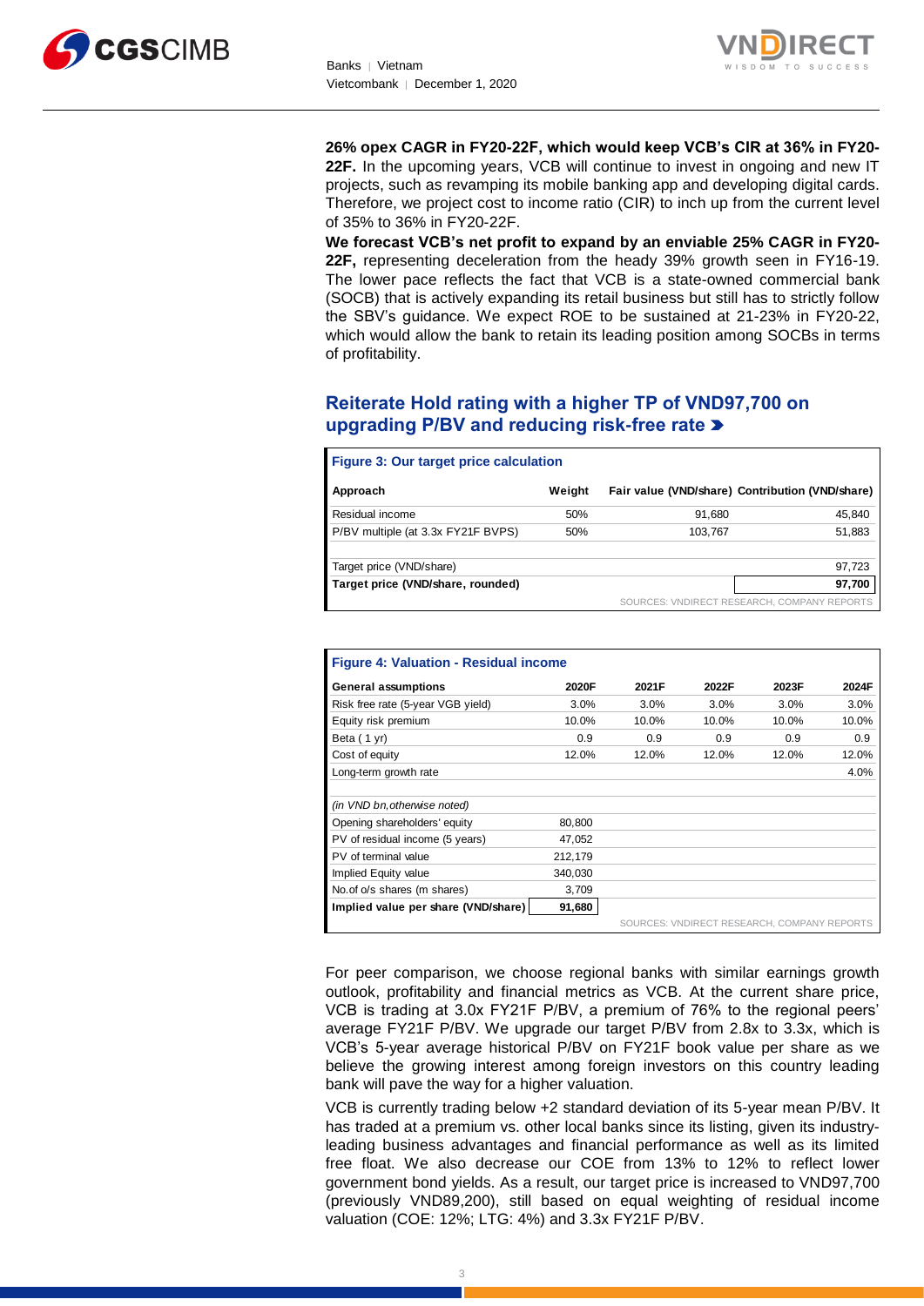**26% opex CAGR in FY20-22F, which would keep VCB's CIR at 36% in FY20-22F.** In the upcoming years, VCB will continue to invest in ongoing and new IT projects, such as revamping its mobile banking app and developing digital cards. Therefore, we project cost to income ratio (CIR) to inch up from the current level of 35% to 36% in FY20-22F.

**We forecast VCB's net profit to expand by an enviable 25% CAGR in FY20-22F,** representing deceleration from the heady 39% growth seen in FY16-19. The lower pace reflects the fact that VCB is a state-owned commercial bank (SOCB) that is actively expanding its retail business but still has to strictly follow the SBV's guidance. We expect ROE to be sustained at 21-23% in FY20-22, which would allow the bank to retain its leading position among SOCBs in terms of profitability.

## Reiterate Hold rating with a higher TP of VND97,700 on upgrading P/BV and reducing risk-free rate

**Figure 3: Our target price calculation**

| Approach | Weight | Fair value (VND/share) | Contribution (VND/share) |
|---|---|---|---|
| Residual income | 50% | 91,680 | 45,840 |
| P/BV multiple (at 3.3x FY21F BVPS) | 50% | 103,767 | 51,883 |
| | | | |
| Target price (VND/share) | | | 97,723 |
| **Target price (VND/share, rounded)** | | | **97,700** |

SOURCES: VNDIRECT RESEARCH, COMPANY REPORTS

**Figure 4: Valuation - Residual income**

| General assumptions | 2020F | 2021F | 2022F | 2023F | 2024F |
|---|---|---|---|---|---|
| Risk free rate (5-year VGB yield) | 3.0% | 3.0% | 3.0% | 3.0% | 3.0% |
| Equity risk premium | 10.0% | 10.0% | 10.0% | 10.0% | 10.0% |
| Beta ( 1 yr) | 0.9 | 0.9 | 0.9 | 0.9 | 0.9 |
| Cost of equity | 12.0% | 12.0% | 12.0% | 12.0% | 12.0% |
| Long-term growth rate | | | | | 4.0% |
| | | | | | |
| *(in VND bn,otherwise noted)* | | | | | |
| Opening shareholders' equity | 80,800 | | | | |
| PV of residual income (5 years) | 47,052 | | | | |
| PV of terminal value | 212,179 | | | | |
| Implied Equity value | 340,030 | | | | |
| No.of o/s shares (m shares) | 3,709 | | | | |
| **Implied value per share (VND/share)** | **91,680** | | | | |

SOURCES: VNDIRECT RESEARCH, COMPANY REPORTS

For peer comparison, we choose regional banks with similar earnings growth outlook, profitability and financial metrics as VCB. At the current share price, VCB is trading at 3.0x FY21F P/BV, a premium of 76% to the regional peers' average FY21F P/BV. We upgrade our target P/BV from 2.8x to 3.3x, which is VCB's 5-year average historical P/BV on FY21F book value per share as we believe the growing interest among foreign investors on this country leading bank will pave the way for a higher valuation.

VCB is currently trading below +2 standard deviation of its 5-year mean P/BV. It has traded at a premium vs. other local banks since its listing, given its industry-leading business advantages and financial performance as well as its limited free float. We also decrease our COE from 13% to 12% to reflect lower government bond yields. As a result, our target price is increased to VND97,700 (previously VND89,200), still based on equal weighting of residual income valuation (COE: 12%; LTG: 4%) and 3.3x FY21F P/BV.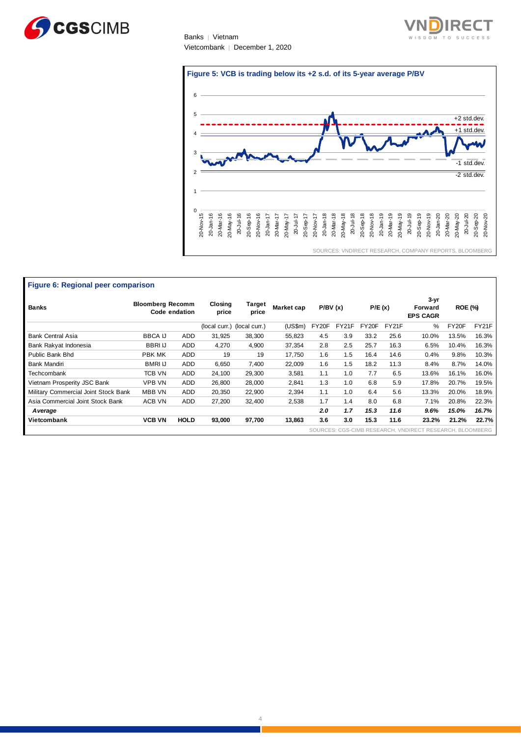### Figure 5: VCB is trading below its +2 s.d. of its 5-year average P/BV

SOURCES: VNDIRECT RESEARCH, COMPANY REPORTS, BLOOMBERG

### Figure 6: Regional peer comparison

| Banks | Bloomberg Code | Recommendation | Closing price | Target price | Market cap | P/BV (x) | | P/E (x) | | 3-yr Forward EPS CAGR | ROE (%) | |
|---|---|---|---|---|---|---|---|---|---|---|---|---|
| | | | (local curr.) | (local curr.) | (US$m) | FY20F | FY21F | FY20F | FY21F | % | FY20F | FY21F |
| Bank Central Asia | BBCA IJ | ADD | 31,925 | 38,300 | 55,823 | 4.5 | 3.9 | 33.2 | 25.6 | 10.0% | 13.5% | 16.3% |
| Bank Rakyat Indonesia | BBRI IJ | ADD | 4,270 | 4,900 | 37,354 | 2.8 | 2.5 | 25.7 | 16.3 | 6.5% | 10.4% | 16.3% |
| Public Bank Bhd | PBK MK | ADD | 19 | 19 | 17,750 | 1.6 | 1.5 | 16.4 | 14.6 | 0.4% | 9.8% | 10.3% |
| Bank Mandiri | BMRI IJ | ADD | 6,650 | 7,400 | 22,009 | 1.6 | 1.5 | 18.2 | 11.3 | 8.4% | 8.7% | 14.0% |
| Techcombank | TCB VN | ADD | 24,100 | 29,300 | 3,581 | 1.1 | 1.0 | 7.7 | 6.5 | 13.6% | 16.1% | 16.0% |
| Vietnam Prosperity JSC Bank | VPB VN | ADD | 26,800 | 28,000 | 2,841 | 1.3 | 1.0 | 6.8 | 5.9 | 17.8% | 20.7% | 19.5% |
| Military Commercial Joint Stock Bank | MBB VN | ADD | 20,350 | 22,900 | 2,394 | 1.1 | 1.0 | 6.4 | 5.6 | 13.3% | 20.0% | 18.9% |
| Asia Commercial Joint Stock Bank | ACB VN | ADD | 27,200 | 32,400 | 2,538 | 1.7 | 1.4 | 8.0 | 6.8 | 7.1% | 20.8% | 22.3% |
| ***Average*** | | | | | | ***2.0*** | ***1.7*** | ***15.3*** | ***11.6*** | ***9.6%*** | ***15.0%*** | ***16.7%*** |
| **Vietcombank** | **VCB VN** | **HOLD** | **93,000** | **97,700** | **13,863** | **3.6** | **3.0** | **15.3** | **11.6** | **23.2%** | **21.2%** | **22.7%** |

SOURCES: CGS-CIMB RESEARCH, VNDIRECT RESEARCH, BLOOMBERG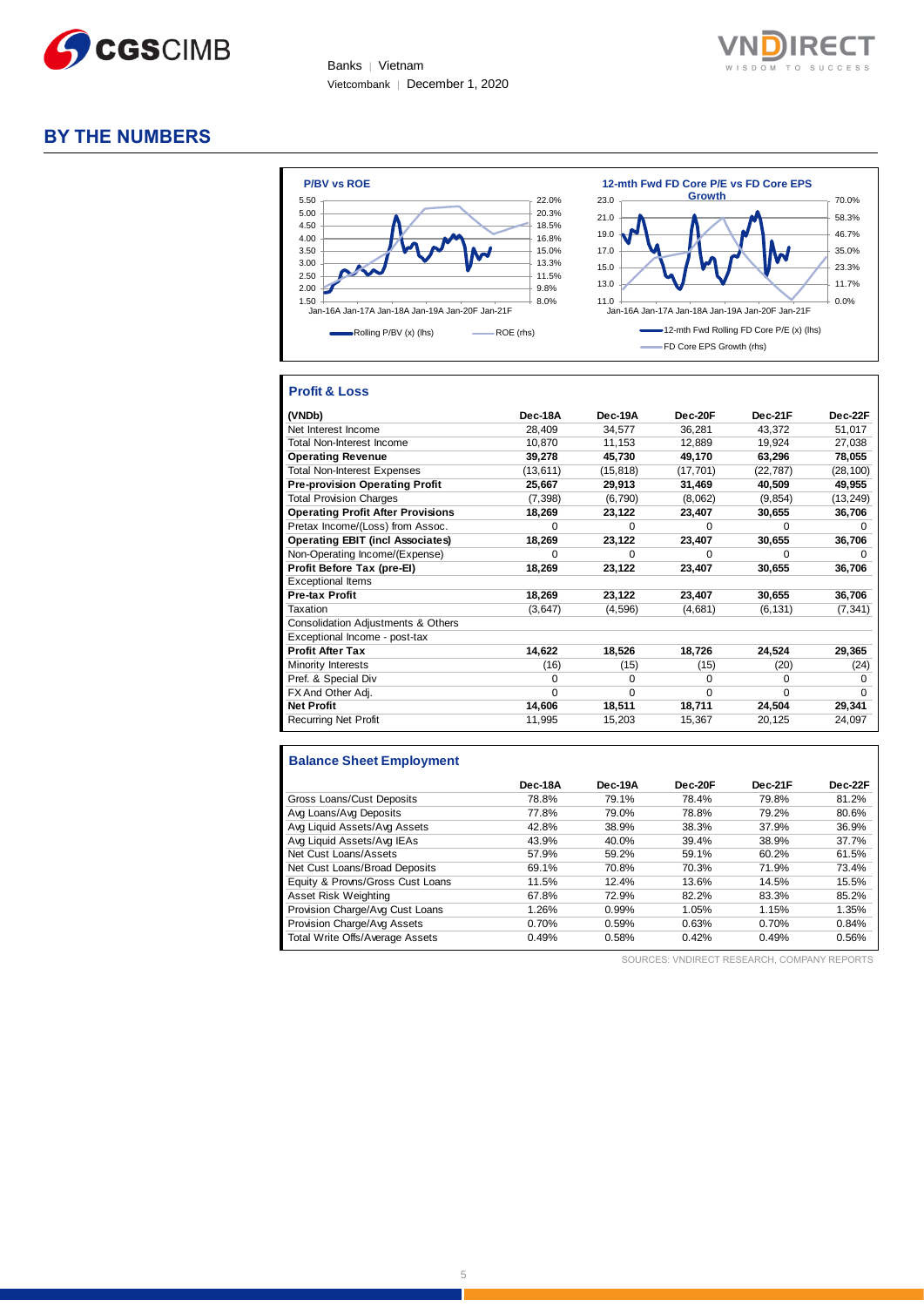Banks | Vietnam
Vietcombank | December 1, 2020

## BY THE NUMBERS

**P/BV vs ROE**

Rolling P/BV (x) (lhs) — ROE (rhs)

**12-mth Fwd FD Core P/E vs FD Core EPS Growth**

12-mth Fwd Rolling FD Core P/E (x) (lhs) — FD Core EPS Growth (rhs)

### Profit & Loss

| (VNDb) | Dec-18A | Dec-19A | Dec-20F | Dec-21F | Dec-22F |
|---|---|---|---|---|---|
| Net Interest Income | 28,409 | 34,577 | 36,281 | 43,372 | 51,017 |
| Total Non-Interest Income | 10,870 | 11,153 | 12,889 | 19,924 | 27,038 |
| **Operating Revenue** | **39,278** | **45,730** | **49,170** | **63,296** | **78,055** |
| Total Non-Interest Expenses | (13,611) | (15,818) | (17,701) | (22,787) | (28,100) |
| **Pre-provision Operating Profit** | **25,667** | **29,913** | **31,469** | **40,509** | **49,955** |
| Total Provision Charges | (7,398) | (6,790) | (8,062) | (9,854) | (13,249) |
| **Operating Profit After Provisions** | **18,269** | **23,122** | **23,407** | **30,655** | **36,706** |
| Pretax Income/(Loss) from Assoc. | 0 | 0 | 0 | 0 | 0 |
| **Operating EBIT (incl Associates)** | **18,269** | **23,122** | **23,407** | **30,655** | **36,706** |
| Non-Operating Income/(Expense) | 0 | 0 | 0 | 0 | 0 |
| **Profit Before Tax (pre-EI)** | **18,269** | **23,122** | **23,407** | **30,655** | **36,706** |
| Exceptional Items | | | | | |
| **Pre-tax Profit** | **18,269** | **23,122** | **23,407** | **30,655** | **36,706** |
| Taxation | (3,647) | (4,596) | (4,681) | (6,131) | (7,341) |
| Consolidation Adjustments & Others | | | | | |
| Exceptional Income - post-tax | | | | | |
| **Profit After Tax** | **14,622** | **18,526** | **18,726** | **24,524** | **29,365** |
| Minority Interests | (16) | (15) | (15) | (20) | (24) |
| Pref. & Special Div | 0 | 0 | 0 | 0 | 0 |
| FX And Other Adj. | 0 | 0 | 0 | 0 | 0 |
| **Net Profit** | **14,606** | **18,511** | **18,711** | **24,504** | **29,341** |
| Recurring Net Profit | 11,995 | 15,203 | 15,367 | 20,125 | 24,097 |

### Balance Sheet Employment

| | Dec-18A | Dec-19A | Dec-20F | Dec-21F | Dec-22F |
|---|---|---|---|---|---|
| Gross Loans/Cust Deposits | 78.8% | 79.1% | 78.4% | 79.8% | 81.2% |
| Avg Loans/Avg Deposits | 77.8% | 79.0% | 78.8% | 79.2% | 80.6% |
| Avg Liquid Assets/Avg Assets | 42.8% | 38.9% | 38.3% | 37.9% | 36.9% |
| Avg Liquid Assets/Avg IEAs | 43.9% | 40.0% | 39.4% | 38.9% | 37.7% |
| Net Cust Loans/Assets | 57.9% | 59.2% | 59.1% | 60.2% | 61.5% |
| Net Cust Loans/Broad Deposits | 69.1% | 70.8% | 70.3% | 71.9% | 73.4% |
| Equity & Provns/Gross Cust Loans | 11.5% | 12.4% | 13.6% | 14.5% | 15.5% |
| Asset Risk Weighting | 67.8% | 72.9% | 82.2% | 83.3% | 85.2% |
| Provision Charge/Avg Cust Loans | 1.26% | 0.99% | 1.05% | 1.15% | 1.35% |
| Provision Charge/Avg Assets | 0.70% | 0.59% | 0.63% | 0.70% | 0.84% |
| Total Write Offs/Average Assets | 0.49% | 0.58% | 0.42% | 0.49% | 0.56% |

SOURCES: VNDIRECT RESEARCH, COMPANY REPORTS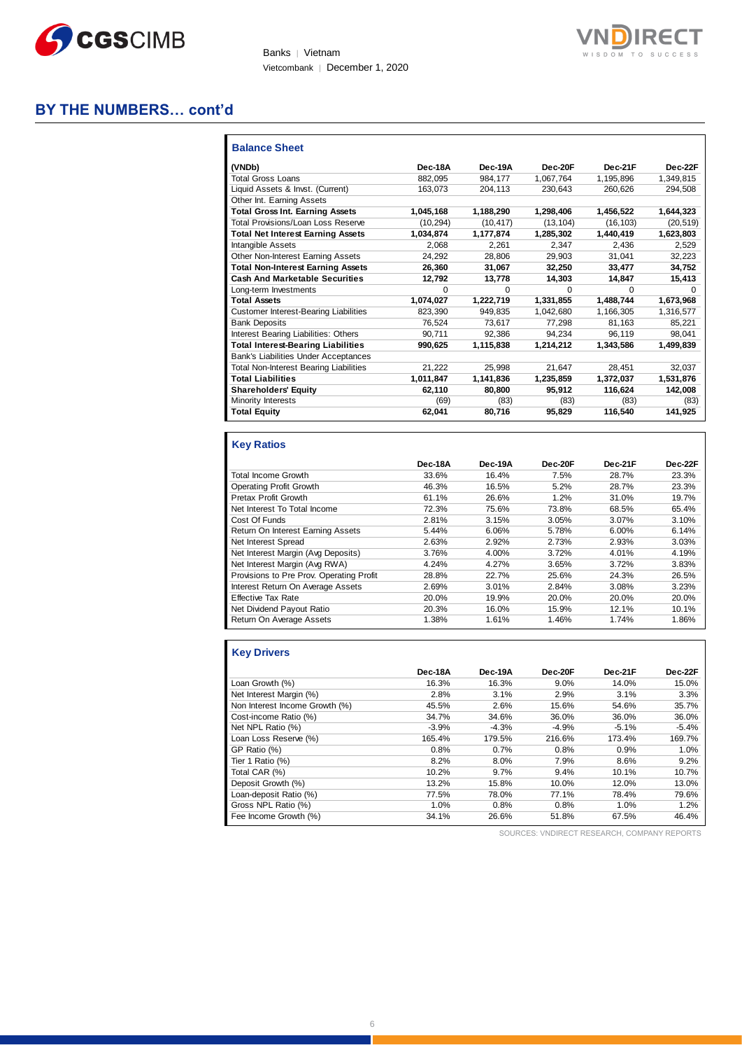## BY THE NUMBERS… cont'd

### Balance Sheet

| (VNDb) | Dec-18A | Dec-19A | Dec-20F | Dec-21F | Dec-22F |
|---|---|---|---|---|---|
| Total Gross Loans | 882,095 | 984,177 | 1,067,764 | 1,195,896 | 1,349,815 |
| Liquid Assets & Invst. (Current) | 163,073 | 204,113 | 230,643 | 260,626 | 294,508 |
| Other Int. Earning Assets | | | | | |
| **Total Gross Int. Earning Assets** | **1,045,168** | **1,188,290** | **1,298,406** | **1,456,522** | **1,644,323** |
| Total Provisions/Loan Loss Reserve | (10,294) | (10,417) | (13,104) | (16,103) | (20,519) |
| **Total Net Interest Earning Assets** | **1,034,874** | **1,177,874** | **1,285,302** | **1,440,419** | **1,623,803** |
| Intangible Assets | 2,068 | 2,261 | 2,347 | 2,436 | 2,529 |
| Other Non-Interest Earning Assets | 24,292 | 28,806 | 29,903 | 31,041 | 32,223 |
| **Total Non-Interest Earning Assets** | **26,360** | **31,067** | **32,250** | **33,477** | **34,752** |
| **Cash And Marketable Securities** | **12,792** | **13,778** | **14,303** | **14,847** | **15,413** |
| Long-term Investments | 0 | 0 | 0 | 0 | 0 |
| **Total Assets** | **1,074,027** | **1,222,719** | **1,331,855** | **1,488,744** | **1,673,968** |
| Customer Interest-Bearing Liabilities | 823,390 | 949,835 | 1,042,680 | 1,166,305 | 1,316,577 |
| Bank Deposits | 76,524 | 73,617 | 77,298 | 81,163 | 85,221 |
| Interest Bearing Liabilities: Others | 90,711 | 92,386 | 94,234 | 96,119 | 98,041 |
| **Total Interest-Bearing Liabilities** | **990,625** | **1,115,838** | **1,214,212** | **1,343,586** | **1,499,839** |
| Bank's Liabilities Under Acceptances | | | | | |
| Total Non-Interest Bearing Liabilities | 21,222 | 25,998 | 21,647 | 28,451 | 32,037 |
| **Total Liabilities** | **1,011,847** | **1,141,836** | **1,235,859** | **1,372,037** | **1,531,876** |
| **Shareholders' Equity** | **62,110** | **80,800** | **95,912** | **116,624** | **142,008** |
| Minority Interests | (69) | (83) | (83) | (83) | (83) |
| **Total Equity** | **62,041** | **80,716** | **95,829** | **116,540** | **141,925** |

### Key Ratios

| | Dec-18A | Dec-19A | Dec-20F | Dec-21F | Dec-22F |
|---|---|---|---|---|---|
| Total Income Growth | 33.6% | 16.4% | 7.5% | 28.7% | 23.3% |
| Operating Profit Growth | 46.3% | 16.5% | 5.2% | 28.7% | 23.3% |
| Pretax Profit Growth | 61.1% | 26.6% | 1.2% | 31.0% | 19.7% |
| Net Interest To Total Income | 72.3% | 75.6% | 73.8% | 68.5% | 65.4% |
| Cost Of Funds | 2.81% | 3.15% | 3.05% | 3.07% | 3.10% |
| Return On Interest Earning Assets | 5.44% | 6.06% | 5.78% | 6.00% | 6.14% |
| Net Interest Spread | 2.63% | 2.92% | 2.73% | 2.93% | 3.03% |
| Net Interest Margin (Avg Deposits) | 3.76% | 4.00% | 3.72% | 4.01% | 4.19% |
| Net Interest Margin (Avg RWA) | 4.24% | 4.27% | 3.65% | 3.72% | 3.83% |
| Provisions to Pre Prov. Operating Profit | 28.8% | 22.7% | 25.6% | 24.3% | 26.5% |
| Interest Return On Average Assets | 2.69% | 3.01% | 2.84% | 3.08% | 3.23% |
| Effective Tax Rate | 20.0% | 19.9% | 20.0% | 20.0% | 20.0% |
| Net Dividend Payout Ratio | 20.3% | 16.0% | 15.9% | 12.1% | 10.1% |
| Return On Average Assets | 1.38% | 1.61% | 1.46% | 1.74% | 1.86% |

### Key Drivers

| | Dec-18A | Dec-19A | Dec-20F | Dec-21F | Dec-22F |
|---|---|---|---|---|---|
| Loan Growth (%) | 16.3% | 16.3% | 9.0% | 14.0% | 15.0% |
| Net Interest Margin (%) | 2.8% | 3.1% | 2.9% | 3.1% | 3.3% |
| Non Interest Income Growth (%) | 45.5% | 2.6% | 15.6% | 54.6% | 35.7% |
| Cost-income Ratio (%) | 34.7% | 34.6% | 36.0% | 36.0% | 36.0% |
| Net NPL Ratio (%) | -3.9% | -4.3% | -4.9% | -5.1% | -5.4% |
| Loan Loss Reserve (%) | 165.4% | 179.5% | 216.6% | 173.4% | 169.7% |
| GP Ratio (%) | 0.8% | 0.7% | 0.8% | 0.9% | 1.0% |
| Tier 1 Ratio (%) | 8.2% | 8.0% | 7.9% | 8.6% | 9.2% |
| Total CAR (%) | 10.2% | 9.7% | 9.4% | 10.1% | 10.7% |
| Deposit Growth (%) | 13.2% | 15.8% | 10.0% | 12.0% | 13.0% |
| Loan-deposit Ratio (%) | 77.5% | 78.0% | 77.1% | 78.4% | 79.6% |
| Gross NPL Ratio (%) | 1.0% | 0.8% | 0.8% | 1.0% | 1.2% |
| Fee Income Growth (%) | 34.1% | 26.6% | 51.8% | 67.5% | 46.4% |

SOURCES: VNDIRECT RESEARCH, COMPANY REPORTS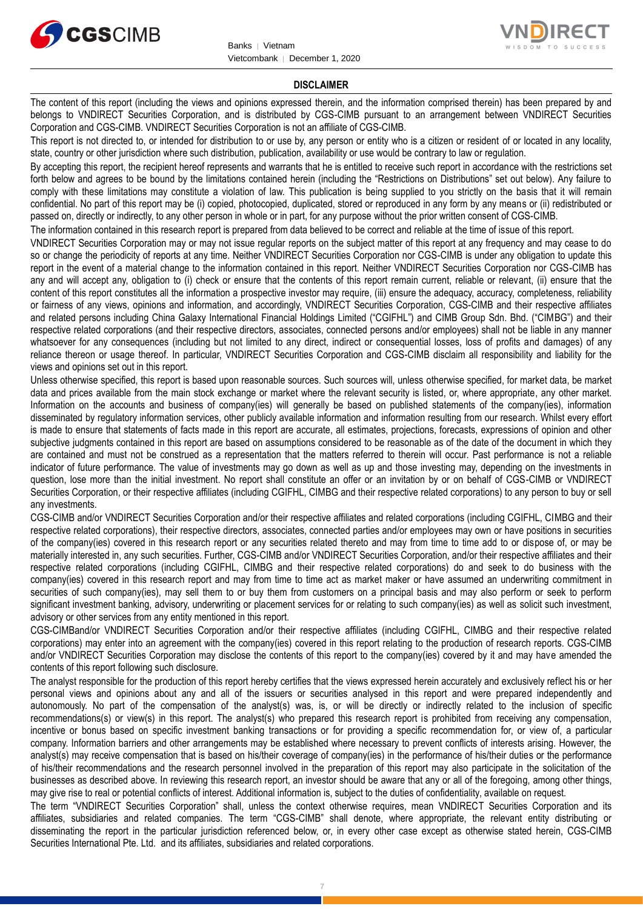## DISCLAIMER

The content of this report (including the views and opinions expressed therein, and the information comprised therein) has been prepared by and belongs to VNDIRECT Securities Corporation, and is distributed by CGS-CIMB pursuant to an arrangement between VNDIRECT Securities Corporation and CGS-CIMB. VNDIRECT Securities Corporation is not an affiliate of CGS-CIMB.

This report is not directed to, or intended for distribution to or use by, any person or entity who is a citizen or resident of or located in any locality, state, country or other jurisdiction where such distribution, publication, availability or use would be contrary to law or regulation.

By accepting this report, the recipient hereof represents and warrants that he is entitled to receive such report in accordance with the restrictions set forth below and agrees to be bound by the limitations contained herein (including the "Restrictions on Distributions" set out below). Any failure to comply with these limitations may constitute a violation of law. This publication is being supplied to you strictly on the basis that it will remain confidential. No part of this report may be (i) copied, photocopied, duplicated, stored or reproduced in any form by any means or (ii) redistributed or passed on, directly or indirectly, to any other person in whole or in part, for any purpose without the prior written consent of CGS-CIMB.

The information contained in this research report is prepared from data believed to be correct and reliable at the time of issue of this report.

VNDIRECT Securities Corporation may or may not issue regular reports on the subject matter of this report at any frequency and may cease to do so or change the periodicity of reports at any time. Neither VNDIRECT Securities Corporation nor CGS-CIMB is under any obligation to update this report in the event of a material change to the information contained in this report. Neither VNDIRECT Securities Corporation nor CGS-CIMB has any and will accept any, obligation to (i) check or ensure that the contents of this report remain current, reliable or relevant, (ii) ensure that the content of this report constitutes all the information a prospective investor may require, (iii) ensure the adequacy, accuracy, completeness, reliability or fairness of any views, opinions and information, and accordingly, VNDIRECT Securities Corporation, CGS-CIMB and their respective affiliates and related persons including China Galaxy International Financial Holdings Limited ("CGIFHL") and CIMB Group Sdn. Bhd. ("CIMBG") and their respective related corporations (and their respective directors, associates, connected persons and/or employees) shall not be liable in any manner whatsoever for any consequences (including but not limited to any direct, indirect or consequential losses, loss of profits and damages) of any reliance thereon or usage thereof. In particular, VNDIRECT Securities Corporation and CGS-CIMB disclaim all responsibility and liability for the views and opinions set out in this report.

Unless otherwise specified, this report is based upon reasonable sources. Such sources will, unless otherwise specified, for market data, be market data and prices available from the main stock exchange or market where the relevant security is listed, or, where appropriate, any other market. Information on the accounts and business of company(ies) will generally be based on published statements of the company(ies), information disseminated by regulatory information services, other publicly available information and information resulting from our research. Whilst every effort is made to ensure that statements of facts made in this report are accurate, all estimates, projections, forecasts, expressions of opinion and other subjective judgments contained in this report are based on assumptions considered to be reasonable as of the date of the document in which they are contained and must not be construed as a representation that the matters referred to therein will occur. Past performance is not a reliable indicator of future performance. The value of investments may go down as well as up and those investing may, depending on the investments in question, lose more than the initial investment. No report shall constitute an offer or an invitation by or on behalf of CGS-CIMB or VNDIRECT Securities Corporation, or their respective affiliates (including CGIFHL, CIMBG and their respective related corporations) to any person to buy or sell any investments.

CGS-CIMB and/or VNDIRECT Securities Corporation and/or their respective affiliates and related corporations (including CGIFHL, CIMBG and their respective related corporations), their respective directors, associates, connected parties and/or employees may own or have positions in securities of the company(ies) covered in this research report or any securities related thereto and may from time to time add to or dispose of, or may be materially interested in, any such securities. Further, CGS-CIMB and/or VNDIRECT Securities Corporation, and/or their respective affiliates and their respective related corporations (including CGIFHL, CIMBG and their respective related corporations) do and seek to do business with the company(ies) covered in this research report and may from time to time act as market maker or have assumed an underwriting commitment in securities of such company(ies), may sell them to or buy them from customers on a principal basis and may also perform or seek to perform significant investment banking, advisory, underwriting or placement services for or relating to such company(ies) as well as solicit such investment, advisory or other services from any entity mentioned in this report.

CGS-CIMBand/or VNDIRECT Securities Corporation and/or their respective affiliates (including CGIFHL, CIMBG and their respective related corporations) may enter into an agreement with the company(ies) covered in this report relating to the production of research reports. CGS-CIMB and/or VNDIRECT Securities Corporation may disclose the contents of this report to the company(ies) covered by it and may have amended the contents of this report following such disclosure.

The analyst responsible for the production of this report hereby certifies that the views expressed herein accurately and exclusively reflect his or her personal views and opinions about any and all of the issuers or securities analysed in this report and were prepared independently and autonomously. No part of the compensation of the analyst(s) was, is, or will be directly or indirectly related to the inclusion of specific recommendations(s) or view(s) in this report. The analyst(s) who prepared this research report is prohibited from receiving any compensation, incentive or bonus based on specific investment banking transactions or for providing a specific recommendation for, or view of, a particular company. Information barriers and other arrangements may be established where necessary to prevent conflicts of interests arising. However, the analyst(s) may receive compensation that is based on his/their coverage of company(ies) in the performance of his/their duties or the performance of his/their recommendations and the research personnel involved in the preparation of this report may also participate in the solicitation of the businesses as described above. In reviewing this research report, an investor should be aware that any or all of the foregoing, among other things, may give rise to real or potential conflicts of interest. Additional information is, subject to the duties of confidentiality, available on request.

The term "VNDIRECT Securities Corporation" shall, unless the context otherwise requires, mean VNDIRECT Securities Corporation and its affiliates, subsidiaries and related companies. The term "CGS-CIMB" shall denote, where appropriate, the relevant entity distributing or disseminating the report in the particular jurisdiction referenced below, or, in every other case except as otherwise stated herein, CGS-CIMB Securities International Pte. Ltd. and its affiliates, subsidiaries and related corporations.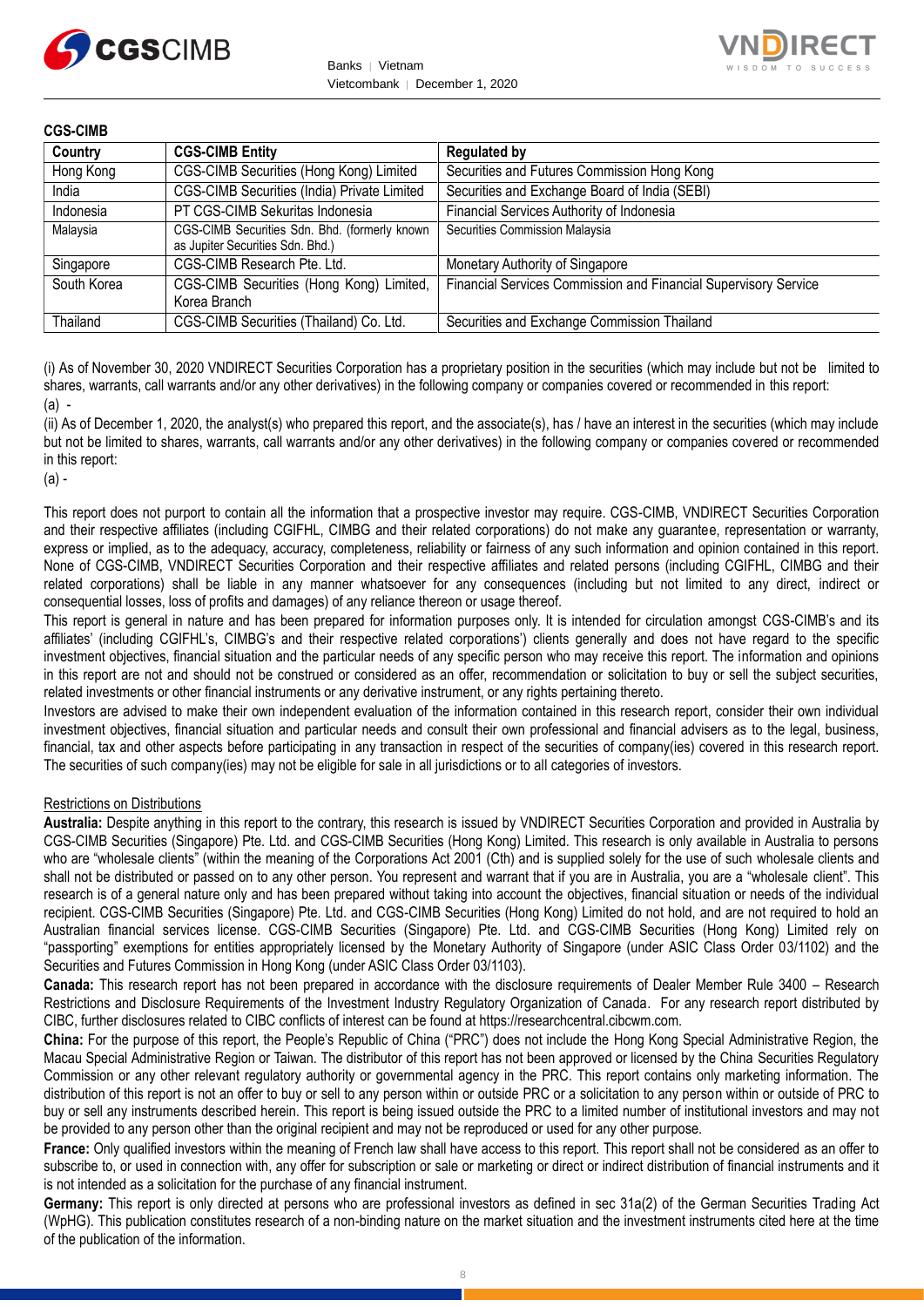**CGS-CIMB**

| Country | CGS-CIMB Entity | Regulated by |
|---|---|---|
| Hong Kong | CGS-CIMB Securities (Hong Kong) Limited | Securities and Futures Commission Hong Kong |
| India | CGS-CIMB Securities (India) Private Limited | Securities and Exchange Board of India (SEBI) |
| Indonesia | PT CGS-CIMB Sekuritas Indonesia | Financial Services Authority of Indonesia |
| Malaysia | CGS-CIMB Securities Sdn. Bhd. (formerly known as Jupiter Securities Sdn. Bhd.) | Securities Commission Malaysia |
| Singapore | CGS-CIMB Research Pte. Ltd. | Monetary Authority of Singapore |
| South Korea | CGS-CIMB Securities (Hong Kong) Limited, Korea Branch | Financial Services Commission and Financial Supervisory Service |
| Thailand | CGS-CIMB Securities (Thailand) Co. Ltd. | Securities and Exchange Commission Thailand |

(i) As of November 30, 2020 VNDIRECT Securities Corporation has a proprietary position in the securities (which may include but not be limited to shares, warrants, call warrants and/or any other derivatives) in the following company or companies covered or recommended in this report:
(a) -

(ii) As of December 1, 2020, the analyst(s) who prepared this report, and the associate(s), has / have an interest in the securities (which may include but not be limited to shares, warrants, call warrants and/or any other derivatives) in the following company or companies covered or recommended in this report:
(a) -

This report does not purport to contain all the information that a prospective investor may require. CGS-CIMB, VNDIRECT Securities Corporation and their respective affiliates (including CGIFHL, CIMBG and their related corporations) do not make any guarantee, representation or warranty, express or implied, as to the adequacy, accuracy, completeness, reliability or fairness of any such information and opinion contained in this report. None of CGS-CIMB, VNDIRECT Securities Corporation and their respective affiliates and related persons (including CGIFHL, CIMBG and their related corporations) shall be liable in any manner whatsoever for any consequences (including but not limited to any direct, indirect or consequential losses, loss of profits and damages) of any reliance thereon or usage thereof.

This report is general in nature and has been prepared for information purposes only. It is intended for circulation amongst CGS-CIMB's and its affiliates' (including CGIFHL's, CIMBG's and their respective related corporations') clients generally and does not have regard to the specific investment objectives, financial situation and the particular needs of any specific person who may receive this report. The information and opinions in this report are not and should not be construed or considered as an offer, recommendation or solicitation to buy or sell the subject securities, related investments or other financial instruments or any derivative instrument, or any rights pertaining thereto.

Investors are advised to make their own independent evaluation of the information contained in this research report, consider their own individual investment objectives, financial situation and particular needs and consult their own professional and financial advisers as to the legal, business, financial, tax and other aspects before participating in any transaction in respect of the securities of company(ies) covered in this research report. The securities of such company(ies) may not be eligible for sale in all jurisdictions or to all categories of investors.

Restrictions on Distributions

**Australia:** Despite anything in this report to the contrary, this research is issued by VNDIRECT Securities Corporation and provided in Australia by CGS-CIMB Securities (Singapore) Pte. Ltd. and CGS-CIMB Securities (Hong Kong) Limited. This research is only available in Australia to persons who are "wholesale clients" (within the meaning of the Corporations Act 2001 (Cth) and is supplied solely for the use of such wholesale clients and shall not be distributed or passed on to any other person. You represent and warrant that if you are in Australia, you are a "wholesale client". This research is of a general nature only and has been prepared without taking into account the objectives, financial situation or needs of the individual recipient. CGS-CIMB Securities (Singapore) Pte. Ltd. and CGS-CIMB Securities (Hong Kong) Limited do not hold, and are not required to hold an Australian financial services license. CGS-CIMB Securities (Singapore) Pte. Ltd. and CGS-CIMB Securities (Hong Kong) Limited rely on "passporting" exemptions for entities appropriately licensed by the Monetary Authority of Singapore (under ASIC Class Order 03/1102) and the Securities and Futures Commission in Hong Kong (under ASIC Class Order 03/1103).

**Canada:** This research report has not been prepared in accordance with the disclosure requirements of Dealer Member Rule 3400 – Research Restrictions and Disclosure Requirements of the Investment Industry Regulatory Organization of Canada. For any research report distributed by CIBC, further disclosures related to CIBC conflicts of interest can be found at https://researchcentral.cibcwm.com.

**China:** For the purpose of this report, the People's Republic of China ("PRC") does not include the Hong Kong Special Administrative Region, the Macau Special Administrative Region or Taiwan. The distributor of this report has not been approved or licensed by the China Securities Regulatory Commission or any other relevant regulatory authority or governmental agency in the PRC. This report contains only marketing information. The distribution of this report is not an offer to buy or sell to any person within or outside PRC or a solicitation to any person within or outside of PRC to buy or sell any instruments described herein. This report is being issued outside the PRC to a limited number of institutional investors and may not be provided to any person other than the original recipient and may not be reproduced or used for any other purpose.

**France:** Only qualified investors within the meaning of French law shall have access to this report. This report shall not be considered as an offer to subscribe to, or used in connection with, any offer for subscription or sale or marketing or direct or indirect distribution of financial instruments and it is not intended as a solicitation for the purchase of any financial instrument.

**Germany:** This report is only directed at persons who are professional investors as defined in sec 31a(2) of the German Securities Trading Act (WpHG). This publication constitutes research of a non-binding nature on the market situation and the investment instruments cited here at the time of the publication of the information.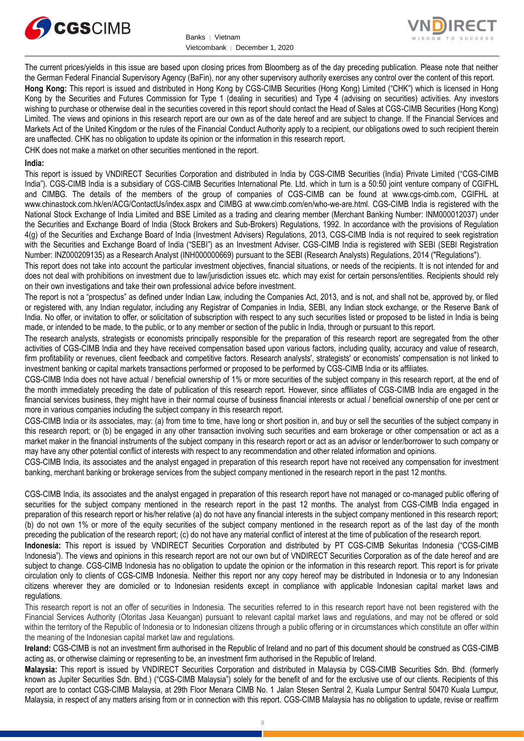The current prices/yields in this issue are based upon closing prices from Bloomberg as of the day preceding publication. Please note that neither the German Federal Financial Supervisory Agency (BaFin), nor any other supervisory authority exercises any control over the content of this report.

**Hong Kong:** This report is issued and distributed in Hong Kong by CGS-CIMB Securities (Hong Kong) Limited ("CHK") which is licensed in Hong Kong by the Securities and Futures Commission for Type 1 (dealing in securities) and Type 4 (advising on securities) activities. Any investors wishing to purchase or otherwise deal in the securities covered in this report should contact the Head of Sales at CGS-CIMB Securities (Hong Kong) Limited. The views and opinions in this research report are our own as of the date hereof and are subject to change. If the Financial Services and Markets Act of the United Kingdom or the rules of the Financial Conduct Authority apply to a recipient, our obligations owed to such recipient therein are unaffected. CHK has no obligation to update its opinion or the information in this research report.

CHK does not make a market on other securities mentioned in the report.

**India:**

This report is issued by VNDIRECT Securities Corporation and distributed in India by CGS-CIMB Securities (India) Private Limited ("CGS-CIMB India"). CGS-CIMB India is a subsidiary of CGS-CIMB Securities International Pte. Ltd. which in turn is a 50:50 joint venture company of CGIFHL and CIMBG. The details of the members of the group of companies of CGS-CIMB can be found at www.cgs-cimb.com, CGIFHL at www.chinastock.com.hk/en/ACG/ContactUs/index.aspx and CIMBG at www.cimb.com/en/who-we-are.html. CGS-CIMB India is registered with the National Stock Exchange of India Limited and BSE Limited as a trading and clearing member (Merchant Banking Number: INM000012037) under the Securities and Exchange Board of India (Stock Brokers and Sub-Brokers) Regulations, 1992. In accordance with the provisions of Regulation 4(g) of the Securities and Exchange Board of India (Investment Advisers) Regulations, 2013, CGS-CIMB India is not required to seek registration with the Securities and Exchange Board of India ("SEBI") as an Investment Adviser. CGS-CIMB India is registered with SEBI (SEBI Registration Number: INZ000209135) as a Research Analyst (INH000000669) pursuant to the SEBI (Research Analysts) Regulations, 2014 ("Regulations").

This report does not take into account the particular investment objectives, financial situations, or needs of the recipients. It is not intended for and does not deal with prohibitions on investment due to law/jurisdiction issues etc. which may exist for certain persons/entities. Recipients should rely on their own investigations and take their own professional advice before investment.

The report is not a "prospectus" as defined under Indian Law, including the Companies Act, 2013, and is not, and shall not be, approved by, or filed or registered with, any Indian regulator, including any Registrar of Companies in India, SEBI, any Indian stock exchange, or the Reserve Bank of India. No offer, or invitation to offer, or solicitation of subscription with respect to any such securities listed or proposed to be listed in India is being made, or intended to be made, to the public, or to any member or section of the public in India, through or pursuant to this report.

The research analysts, strategists or economists principally responsible for the preparation of this research report are segregated from the other activities of CGS-CIMB India and they have received compensation based upon various factors, including quality, accuracy and value of research, firm profitability or revenues, client feedback and competitive factors. Research analysts', strategists' or economists' compensation is not linked to investment banking or capital markets transactions performed or proposed to be performed by CGS-CIMB India or its affiliates.

CGS-CIMB India does not have actual / beneficial ownership of 1% or more securities of the subject company in this research report, at the end of the month immediately preceding the date of publication of this research report. However, since affiliates of CGS-CIMB India are engaged in the financial services business, they might have in their normal course of business financial interests or actual / beneficial ownership of one per cent or more in various companies including the subject company in this research report.

CGS-CIMB India or its associates, may: (a) from time to time, have long or short position in, and buy or sell the securities of the subject company in this research report; or (b) be engaged in any other transaction involving such securities and earn brokerage or other compensation or act as a market maker in the financial instruments of the subject company in this research report or act as an advisor or lender/borrower to such company or may have any other potential conflict of interests with respect to any recommendation and other related information and opinions.

CGS-CIMB India, its associates and the analyst engaged in preparation of this research report have not received any compensation for investment banking, merchant banking or brokerage services from the subject company mentioned in the research report in the past 12 months.

CGS-CIMB India, its associates and the analyst engaged in preparation of this research report have not managed or co-managed public offering of securities for the subject company mentioned in the research report in the past 12 months. The analyst from CGS-CIMB India engaged in preparation of this research report or his/her relative (a) do not have any financial interests in the subject company mentioned in this research report; (b) do not own 1% or more of the equity securities of the subject company mentioned in the research report as of the last day of the month preceding the publication of the research report; (c) do not have any material conflict of interest at the time of publication of the research report.

**Indonesia:** This report is issued by VNDIRECT Securities Corporation and distributed by PT CGS-CIMB Sekuritas Indonesia ("CGS-CIMB Indonesia"). The views and opinions in this research report are not our own but of VNDIRECT Securities Corporation as of the date hereof and are subject to change. CGS-CIMB Indonesia has no obligation to update the opinion or the information in this research report. This report is for private circulation only to clients of CGS-CIMB Indonesia. Neither this report nor any copy hereof may be distributed in Indonesia or to any Indonesian citizens wherever they are domiciled or to Indonesian residents except in compliance with applicable Indonesian capital market laws and regulations.

This research report is not an offer of securities in Indonesia. The securities referred to in this research report have not been registered with the Financial Services Authority (Otoritas Jasa Keuangan) pursuant to relevant capital market laws and regulations, and may not be offered or sold within the territory of the Republic of Indonesia or to Indonesian citizens through a public offering or in circumstances which constitute an offer within the meaning of the Indonesian capital market law and regulations.

**Ireland:** CGS-CIMB is not an investment firm authorised in the Republic of Ireland and no part of this document should be construed as CGS-CIMB acting as, or otherwise claiming or representing to be, an investment firm authorised in the Republic of Ireland.

**Malaysia:** This report is issued by VNDIRECT Securities Corporation and distributed in Malaysia by CGS-CIMB Securities Sdn. Bhd. (formerly known as Jupiter Securities Sdn. Bhd.) ("CGS-CIMB Malaysia") solely for the benefit of and for the exclusive use of our clients. Recipients of this report are to contact CGS-CIMB Malaysia, at 29th Floor Menara CIMB No. 1 Jalan Stesen Sentral 2, Kuala Lumpur Sentral 50470 Kuala Lumpur, Malaysia, in respect of any matters arising from or in connection with this report. CGS-CIMB Malaysia has no obligation to update, revise or reaffirm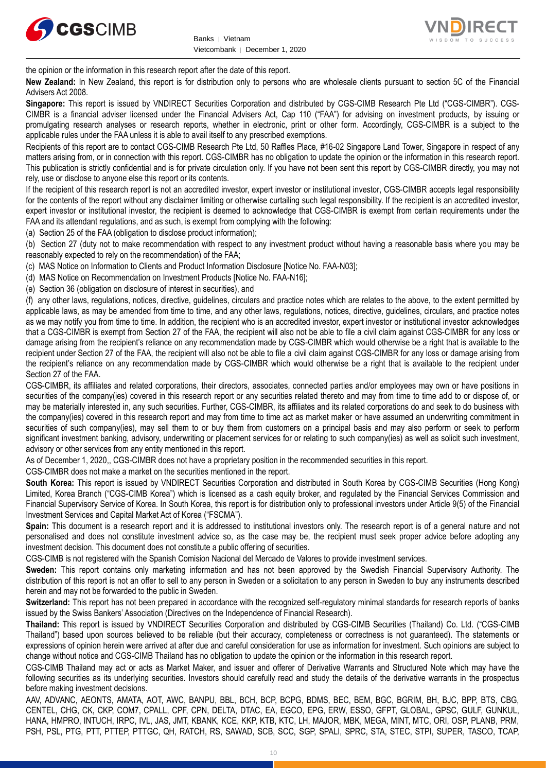the opinion or the information in this research report after the date of this report.

**New Zealand:** In New Zealand, this report is for distribution only to persons who are wholesale clients pursuant to section 5C of the Financial Advisers Act 2008.

**Singapore:** This report is issued by VNDIRECT Securities Corporation and distributed by CGS-CIMB Research Pte Ltd ("CGS-CIMBR"). CGS-CIMBR is a financial adviser licensed under the Financial Advisers Act, Cap 110 ("FAA") for advising on investment products, by issuing or promulgating research analyses or research reports, whether in electronic, print or other form. Accordingly, CGS-CIMBR is a subject to the applicable rules under the FAA unless it is able to avail itself to any prescribed exemptions.

Recipients of this report are to contact CGS-CIMB Research Pte Ltd, 50 Raffles Place, #16-02 Singapore Land Tower, Singapore in respect of any matters arising from, or in connection with this report. CGS-CIMBR has no obligation to update the opinion or the information in this research report. This publication is strictly confidential and is for private circulation only. If you have not been sent this report by CGS-CIMBR directly, you may not rely, use or disclose to anyone else this report or its contents.

If the recipient of this research report is not an accredited investor, expert investor or institutional investor, CGS-CIMBR accepts legal responsibility for the contents of the report without any disclaimer limiting or otherwise curtailing such legal responsibility. If the recipient is an accredited investor, expert investor or institutional investor, the recipient is deemed to acknowledge that CGS-CIMBR is exempt from certain requirements under the FAA and its attendant regulations, and as such, is exempt from complying with the following:

(a) Section 25 of the FAA (obligation to disclose product information);

(b) Section 27 (duty not to make recommendation with respect to any investment product without having a reasonable basis where you may be reasonably expected to rely on the recommendation) of the FAA;

(c) MAS Notice on Information to Clients and Product Information Disclosure [Notice No. FAA-N03];

(d) MAS Notice on Recommendation on Investment Products [Notice No. FAA-N16];

(e) Section 36 (obligation on disclosure of interest in securities), and

(f) any other laws, regulations, notices, directive, guidelines, circulars and practice notes which are relates to the above, to the extent permitted by applicable laws, as may be amended from time to time, and any other laws, regulations, notices, directive, guidelines, circulars, and practice notes as we may notify you from time to time. In addition, the recipient who is an accredited investor, expert investor or institutional investor acknowledges that a CGS-CIMBR is exempt from Section 27 of the FAA, the recipient will also not be able to file a civil claim against CGS-CIMBR for any loss or damage arising from the recipient's reliance on any recommendation made by CGS-CIMBR which would otherwise be a right that is available to the recipient under Section 27 of the FAA, the recipient will also not be able to file a civil claim against CGS-CIMBR for any loss or damage arising from the recipient's reliance on any recommendation made by CGS-CIMBR which would otherwise be a right that is available to the recipient under Section 27 of the FAA.

CGS-CIMBR, its affiliates and related corporations, their directors, associates, connected parties and/or employees may own or have positions in securities of the company(ies) covered in this research report or any securities related thereto and may from time to time add to or dispose of, or may be materially interested in, any such securities. Further, CGS-CIMBR, its affiliates and its related corporations do and seek to do business with the company(ies) covered in this research report and may from time to time act as market maker or have assumed an underwriting commitment in securities of such company(ies), may sell them to or buy them from customers on a principal basis and may also perform or seek to perform significant investment banking, advisory, underwriting or placement services for or relating to such company(ies) as well as solicit such investment, advisory or other services from any entity mentioned in this report.

As of December 1, 2020,, CGS-CIMBR does not have a proprietary position in the recommended securities in this report.

CGS-CIMBR does not make a market on the securities mentioned in the report.

**South Korea:** This report is issued by VNDIRECT Securities Corporation and distributed in South Korea by CGS-CIMB Securities (Hong Kong) Limited, Korea Branch ("CGS-CIMB Korea") which is licensed as a cash equity broker, and regulated by the Financial Services Commission and Financial Supervisory Service of Korea. In South Korea, this report is for distribution only to professional investors under Article 9(5) of the Financial Investment Services and Capital Market Act of Korea ("FSCMA").

**Spain:** This document is a research report and it is addressed to institutional investors only. The research report is of a general nature and not personalised and does not constitute investment advice so, as the case may be, the recipient must seek proper advice before adopting any investment decision. This document does not constitute a public offering of securities.

CGS-CIMB is not registered with the Spanish Comision Nacional del Mercado de Valores to provide investment services.

**Sweden:** This report contains only marketing information and has not been approved by the Swedish Financial Supervisory Authority. The distribution of this report is not an offer to sell to any person in Sweden or a solicitation to any person in Sweden to buy any instruments described herein and may not be forwarded to the public in Sweden.

**Switzerland:** This report has not been prepared in accordance with the recognized self-regulatory minimal standards for research reports of banks issued by the Swiss Bankers' Association (Directives on the Independence of Financial Research).

**Thailand:** This report is issued by VNDIRECT Securities Corporation and distributed by CGS-CIMB Securities (Thailand) Co. Ltd. ("CGS-CIMB Thailand") based upon sources believed to be reliable (but their accuracy, completeness or correctness is not guaranteed). The statements or expressions of opinion herein were arrived at after due and careful consideration for use as information for investment. Such opinions are subject to change without notice and CGS-CIMB Thailand has no obligation to update the opinion or the information in this research report.

CGS-CIMB Thailand may act or acts as Market Maker, and issuer and offerer of Derivative Warrants and Structured Note which may have the following securities as its underlying securities. Investors should carefully read and study the details of the derivative warrants in the prospectus before making investment decisions.

AAV, ADVANC, AEONTS, AMATA, AOT, AWC, BANPU, BBL, BCH, BCP, BCPG, BDMS, BEC, BEM, BGC, BGRIM, BH, BJC, BPP, BTS, CBG, CENTEL, CHG, CK, CKP, COM7, CPALL, CPF, CPN, DELTA, DTAC, EA, EGCO, EPG, ERW, ESSO, GFPT, GLOBAL, GPSC, GULF, GUNKUL, HANA, HMPRO, INTUCH, IRPC, IVL, JAS, JMT, KBANK, KCE, KKP, KTB, KTC, LH, MAJOR, MBK, MEGA, MINT, MTC, ORI, OSP, PLANB, PRM, PSH, PSL, PTG, PTT, PTTEP, PTTGC, QH, RATCH, RS, SAWAD, SCB, SCC, SGP, SPALI, SPRC, STA, STEC, STPI, SUPER, TASCO, TCAP,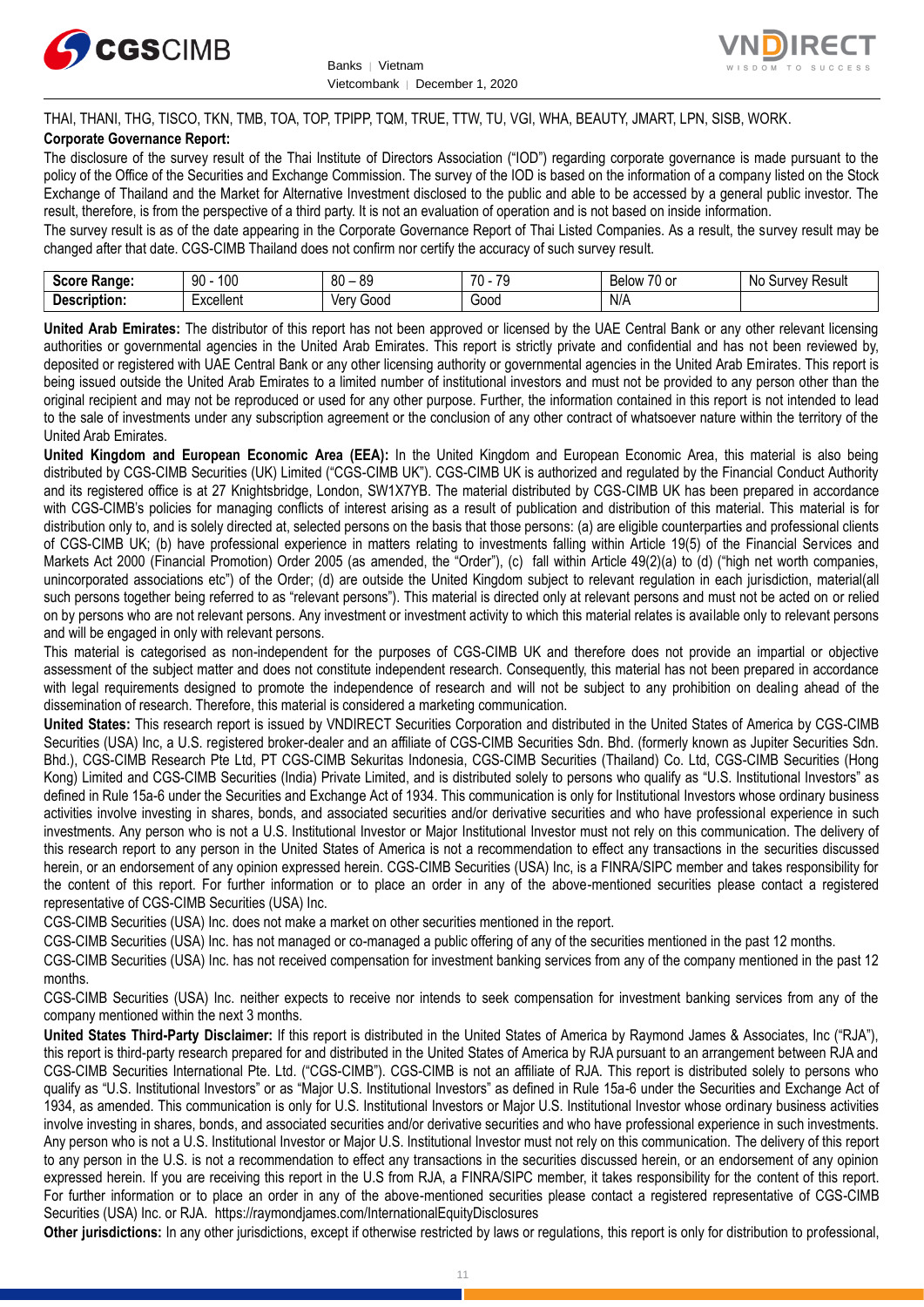THAI, THANI, THG, TISCO, TKN, TMB, TOA, TOP, TPIPP, TQM, TRUE, TTW, TU, VGI, WHA, BEAUTY, JMART, LPN, SISB, WORK.

**Corporate Governance Report:**

The disclosure of the survey result of the Thai Institute of Directors Association ("IOD") regarding corporate governance is made pursuant to the policy of the Office of the Securities and Exchange Commission. The survey of the IOD is based on the information of a company listed on the Stock Exchange of Thailand and the Market for Alternative Investment disclosed to the public and able to be accessed by a general public investor. The result, therefore, is from the perspective of a third party. It is not an evaluation of operation and is not based on inside information.

The survey result is as of the date appearing in the Corporate Governance Report of Thai Listed Companies. As a result, the survey result may be changed after that date. CGS-CIMB Thailand does not confirm nor certify the accuracy of such survey result.

| **Score Range:** | 90 - 100 | 80 – 89 | 70 - 79 | Below 70 or | No Survey Result |
|---|---|---|---|---|---|
| **Description:** | Excellent | Very Good | Good | N/A | |

**United Arab Emirates:** The distributor of this report has not been approved or licensed by the UAE Central Bank or any other relevant licensing authorities or governmental agencies in the United Arab Emirates. This report is strictly private and confidential and has not been reviewed by, deposited or registered with UAE Central Bank or any other licensing authority or governmental agencies in the United Arab Emirates. This report is being issued outside the United Arab Emirates to a limited number of institutional investors and must not be provided to any person other than the original recipient and may not be reproduced or used for any other purpose. Further, the information contained in this report is not intended to lead to the sale of investments under any subscription agreement or the conclusion of any other contract of whatsoever nature within the territory of the United Arab Emirates.

**United Kingdom and European Economic Area (EEA):** In the United Kingdom and European Economic Area, this material is also being distributed by CGS-CIMB Securities (UK) Limited ("CGS-CIMB UK"). CGS-CIMB UK is authorized and regulated by the Financial Conduct Authority and its registered office is at 27 Knightsbridge, London, SW1X7YB. The material distributed by CGS-CIMB UK has been prepared in accordance with CGS-CIMB's policies for managing conflicts of interest arising as a result of publication and distribution of this material. This material is for distribution only to, and is solely directed at, selected persons on the basis that those persons: (a) are eligible counterparties and professional clients of CGS-CIMB UK; (b) have professional experience in matters relating to investments falling within Article 19(5) of the Financial Services and Markets Act 2000 (Financial Promotion) Order 2005 (as amended, the "Order"), (c) fall within Article 49(2)(a) to (d) ("high net worth companies, unincorporated associations etc") of the Order; (d) are outside the United Kingdom subject to relevant regulation in each jurisdiction, material(all such persons together being referred to as "relevant persons"). This material is directed only at relevant persons and must not be acted on or relied on by persons who are not relevant persons. Any investment or investment activity to which this material relates is available only to relevant persons and will be engaged in only with relevant persons.

This material is categorised as non-independent for the purposes of CGS-CIMB UK and therefore does not provide an impartial or objective assessment of the subject matter and does not constitute independent research. Consequently, this material has not been prepared in accordance with legal requirements designed to promote the independence of research and will not be subject to any prohibition on dealing ahead of the dissemination of research. Therefore, this material is considered a marketing communication.

**United States:** This research report is issued by VNDIRECT Securities Corporation and distributed in the United States of America by CGS-CIMB Securities (USA) Inc, a U.S. registered broker-dealer and an affiliate of CGS-CIMB Securities Sdn. Bhd. (formerly known as Jupiter Securities Sdn. Bhd.), CGS-CIMB Research Pte Ltd, PT CGS-CIMB Sekuritas Indonesia, CGS-CIMB Securities (Thailand) Co. Ltd, CGS-CIMB Securities (Hong Kong) Limited and CGS-CIMB Securities (India) Private Limited, and is distributed solely to persons who qualify as "U.S. Institutional Investors" as defined in Rule 15a-6 under the Securities and Exchange Act of 1934. This communication is only for Institutional Investors whose ordinary business activities involve investing in shares, bonds, and associated securities and/or derivative securities and who have professional experience in such investments. Any person who is not a U.S. Institutional Investor or Major Institutional Investor must not rely on this communication. The delivery of this research report to any person in the United States of America is not a recommendation to effect any transactions in the securities discussed herein, or an endorsement of any opinion expressed herein. CGS-CIMB Securities (USA) Inc, is a FINRA/SIPC member and takes responsibility for the content of this report. For further information or to place an order in any of the above-mentioned securities please contact a registered representative of CGS-CIMB Securities (USA) Inc.

CGS-CIMB Securities (USA) Inc. does not make a market on other securities mentioned in the report.

CGS-CIMB Securities (USA) Inc. has not managed or co-managed a public offering of any of the securities mentioned in the past 12 months.

CGS-CIMB Securities (USA) Inc. has not received compensation for investment banking services from any of the company mentioned in the past 12 months.

CGS-CIMB Securities (USA) Inc. neither expects to receive nor intends to seek compensation for investment banking services from any of the company mentioned within the next 3 months.

**United States Third-Party Disclaimer:** If this report is distributed in the United States of America by Raymond James & Associates, Inc ("RJA"), this report is third-party research prepared for and distributed in the United States of America by RJA pursuant to an arrangement between RJA and CGS-CIMB Securities International Pte. Ltd. ("CGS-CIMB"). CGS-CIMB is not an affiliate of RJA. This report is distributed solely to persons who qualify as "U.S. Institutional Investors" or as "Major U.S. Institutional Investors" as defined in Rule 15a-6 under the Securities and Exchange Act of 1934, as amended. This communication is only for U.S. Institutional Investors or Major U.S. Institutional Investor whose ordinary business activities involve investing in shares, bonds, and associated securities and/or derivative securities and who have professional experience in such investments. Any person who is not a U.S. Institutional Investor or Major U.S. Institutional Investor must not rely on this communication. The delivery of this report to any person in the U.S. is not a recommendation to effect any transactions in the securities discussed herein, or an endorsement of any opinion expressed herein. If you are receiving this report in the U.S from RJA, a FINRA/SIPC member, it takes responsibility for the content of this report. For further information or to place an order in any of the above-mentioned securities please contact a registered representative of CGS-CIMB Securities (USA) Inc. or RJA. https://raymondjames.com/InternationalEquityDisclosures

**Other jurisdictions:** In any other jurisdictions, except if otherwise restricted by laws or regulations, this report is only for distribution to professional,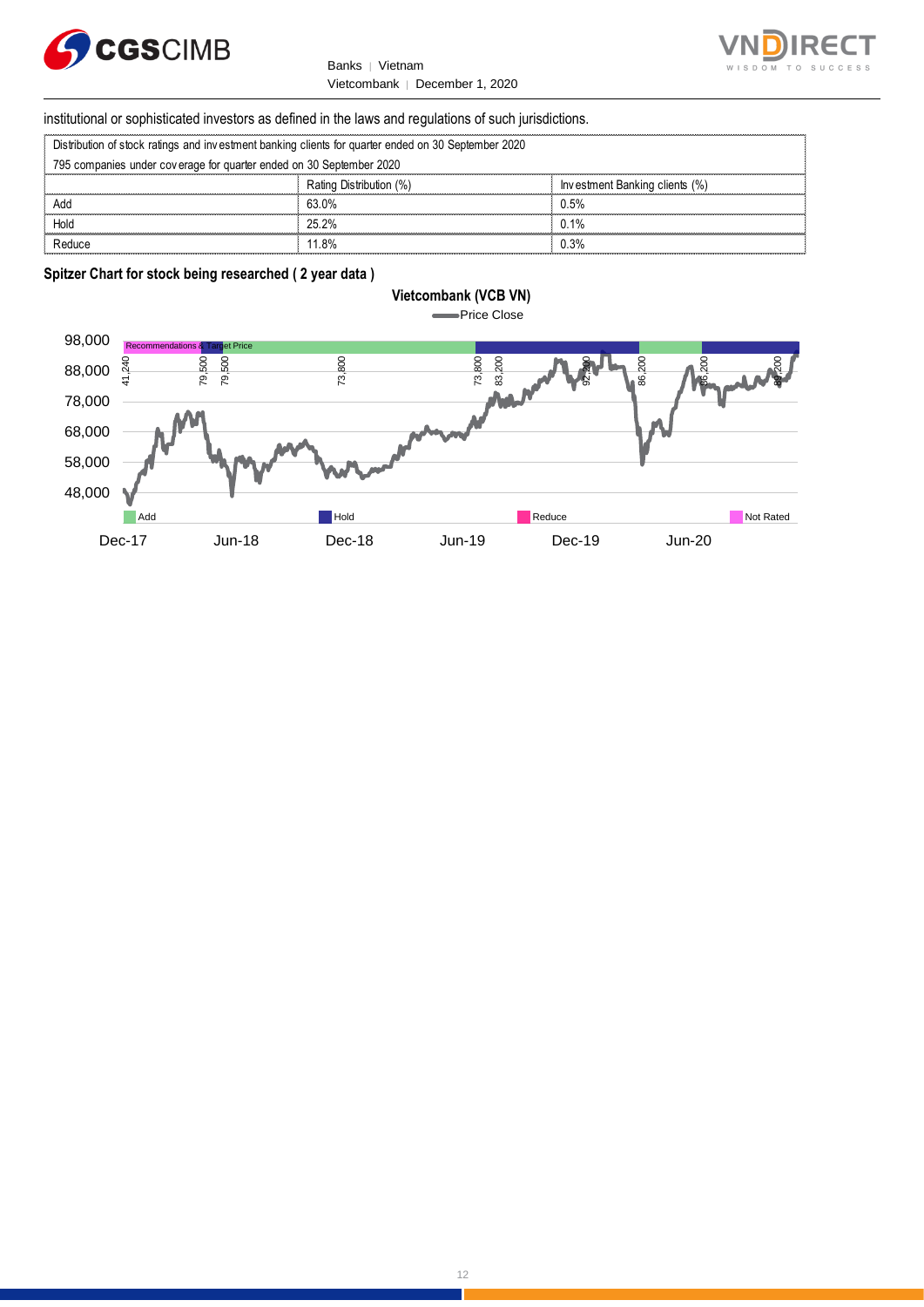institutional or sophisticated investors as defined in the laws and regulations of such jurisdictions.

| Distribution of stock ratings and investment banking clients for quarter ended on 30 September 2020 | | |
|---|---|---|
| 795 companies under coverage for quarter ended on 30 September 2020 | | |
| | Rating Distribution (%) | Investment Banking clients (%) |
| Add | 63.0% | 0.5% |
| Hold | 25.2% | 0.1% |
| Reduce | 11.8% | 0.3% |

**Spitzer Chart for stock being researched ( 2 year data )**

**Vietcombank (VCB VN)**

Price Close

Recommendations & Target Price

41,240 79,500 79,500 73,800 73,800 83,200 92,200 86,200 86,200 89,200

98,000
88,000
78,000
68,000
58,000
48,000

Add | Hold | Reduce | Not Rated

Dec-17 Jun-18 Dec-18 Jun-19 Dec-19 Jun-20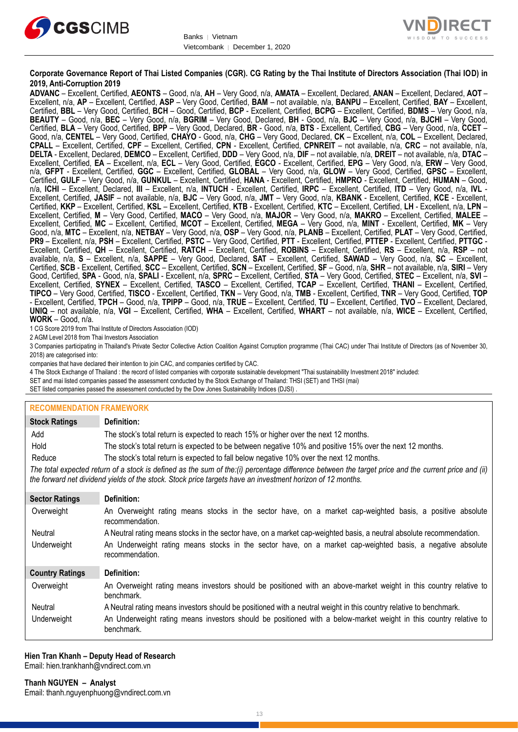**Corporate Governance Report of Thai Listed Companies (CGR). CG Rating by the Thai Institute of Directors Association (Thai IOD) in 2019, Anti-Corruption 2019**

**ADVANC** – Excellent, Certified, **AEONTS** – Good, n/a, **AH** – Very Good, n/a, **AMATA** – Excellent, Declared, **ANAN** – Excellent, Declared, **AOT** – Excellent, n/a, **AP** – Excellent, Certified, **ASP** – Very Good, Certified, **BAM** – not available, n/a, **BANPU** – Excellent, Certified, **BAY** – Excellent, Certified, **BBL** – Very Good, Certified, **BCH** – Good, Certified, **BCP** - Excellent, Certified, **BCPG** – Excellent, Certified, **BDMS** – Very Good, n/a, **BEAUTY** – Good, n/a, **BEC** – Very Good, n/a, **BGRIM** – Very Good, Declared, **BH** - Good, n/a, **BJC** – Very Good, n/a, **BJCHI** – Very Good, Certified, **BLA** – Very Good, Certified, **BPP** – Very Good, Declared, **BR** - Good, n/a, **BTS** - Excellent, Certified, **CBG** – Very Good, n/a, **CCET** – Good, n/a, **CENTEL** – Very Good, Certified, **CHAYO** - Good, n/a, **CHG** – Very Good, Declared, **CK** – Excellent, n/a, **COL** – Excellent, Declared, **CPALL** – Excellent, Certified, **CPF** – Excellent, Certified, **CPN** - Excellent, Certified, **CPNREIT** – not available, n/a, **CRC** – not available, n/a, **DELTA** - Excellent, Declared, **DEMCO** – Excellent, Certified, **DDD** – Very Good, n/a, **DIF** – not available, n/a, **DREIT** – not available, n/a, **DTAC** – Excellent, Certified, **EA** – Excellent, n/a, **ECL** – Very Good, Certified, **EGCO** - Excellent, Certified, **EPG** – Very Good, n/a, **ERW** – Very Good, n/a, **GFPT** - Excellent, Certified, **GGC** – Excellent, Certified, **GLOBAL** – Very Good, n/a, **GLOW** – Very Good, Certified, **GPSC** – Excellent, Certified, **GULF** – Very Good, n/a, **GUNKUL** – Excellent, Certified, **HANA** - Excellent, Certified, **HMPRO** - Excellent, Certified, **HUMAN** – Good, n/a, **ICHI** – Excellent, Declared, **III** – Excellent, n/a, **INTUCH** - Excellent, Certified, **IRPC** – Excellent, Certified, **ITD** – Very Good, n/a, **IVL** - Excellent, Certified, **JASIF** – not available, n/a, **BJC** – Very Good, n/a, **JMT** – Very Good, n/a, **KBANK** - Excellent, Certified, **KCE** - Excellent, Certified, **KKP** – Excellent, Certified, **KSL** – Excellent, Certified, **KTB** - Excellent, Certified, **KTC** – Excellent, Certified, **LH** - Excellent, n/a, **LPN** – Excellent, Certified, **M** – Very Good, Certified, **MACO** – Very Good, n/a, **MAJOR** – Very Good, n/a, **MAKRO** – Excellent, Certified, **MALEE** – Excellent, Certified, **MC** – Excellent, Certified, **MCOT** – Excellent, Certified, **MEGA** – Very Good, n/a, **MINT** - Excellent, Certified, **MK** – Very Good, n/a, **MTC** – Excellent, n/a, **NETBAY** – Very Good, n/a, **OSP** – Very Good, n/a, **PLANB** – Excellent, Certified, **PLAT** – Very Good, Certified, **PR9** – Excellent, n/a, **PSH** – Excellent, Certified, **PSTC** – Very Good, Certified, **PTT** - Excellent, Certified, **PTTEP** - Excellent, Certified, **PTTGC** - Excellent, Certified, **QH** – Excellent, Certified, **RATCH** – Excellent, Certified, **ROBINS** – Excellent, Certified, **RS** – Excellent, n/a, **RSP** – not available, n/a, **S** – Excellent, n/a, **SAPPE** – Very Good, Declared, **SAT** – Excellent, Certified, **SAWAD** – Very Good, n/a, **SC** – Excellent, Certified, **SCB** - Excellent, Certified, **SCC** – Excellent, Certified, **SCN** – Excellent, Certified, **SF** – Good, n/a, **SHR** – not available, n/a, **SIRI** – Very Good, Certified, **SPA** - Good, n/a, **SPALI** - Excellent, n/a, **SPRC** – Excellent, Certified, **STA** – Very Good, Certified, **STEC** – Excellent, n/a, **SVI** – Excellent, Certified, **SYNEX** – Excellent, Certified, **TASCO** – Excellent, Certified, **TCAP** – Excellent, Certified, **THANI** – Excellent, Certified, **TIPCO** – Very Good, Certified, **TISCO** - Excellent, Certified, **TKN** – Very Good, n/a, **TMB** - Excellent, Certified, **TNR** – Very Good, Certified, **TOP** - Excellent, Certified, **TPCH** – Good, n/a, **TPIPP** – Good, n/a, **TRUE** – Excellent, Certified, **TU** – Excellent, Certified, **TVO** – Excellent, Declared, **UNIQ** – not available, n/a, **VGI** – Excellent, Certified, **WHA** – Excellent, Certified, **WHART** – not available, n/a, **WICE** – Excellent, Certified, **WORK** – Good, n/a.

1 CG Score 2019 from Thai Institute of Directors Association (IOD)

2 AGM Level 2018 from Thai Investors Association

3 Companies participating in Thailand's Private Sector Collective Action Coalition Against Corruption programme (Thai CAC) under Thai Institute of Directors (as of November 30, 2018) are categorised into:

companies that have declared their intention to join CAC, and companies certified by CAC.

4 The Stock Exchange of Thailand : the record of listed companies with corporate sustainable development "Thai sustainability Investment 2018" included:

SET and mai listed companies passed the assessment conducted by the Stock Exchange of Thailand: THSI (SET) and THSI (mai)

SET listed companies passed the assessment conducted by the Dow Jones Sustainability Indices (DJSI) .

## RECOMMENDATION FRAMEWORK

| Stock Ratings | Definition: |
|---|---|
| Add | The stock's total return is expected to reach 15% or higher over the next 12 months. |
| Hold | The stock's total return is expected to be between negative 10% and positive 15% over the next 12 months. |
| Reduce | The stock's total return is expected to fall below negative 10% over the next 12 months. |

*The total expected return of a stock is defined as the sum of the:(i) percentage difference between the target price and the current price and (ii) the forward net dividend yields of the stock. Stock price targets have an investment horizon of 12 months.*

| Sector Ratings | Definition: |
|---|---|
| Overweight | An Overweight rating means stocks in the sector have, on a market cap-weighted basis, a positive absolute recommendation. |
| Neutral | A Neutral rating means stocks in the sector have, on a market cap-weighted basis, a neutral absolute recommendation. |
| Underweight | An Underweight rating means stocks in the sector have, on a market cap-weighted basis, a negative absolute recommendation. |

| Country Ratings | Definition: |
|---|---|
| Overweight | An Overweight rating means investors should be positioned with an above-market weight in this country relative to benchmark. |
| Neutral | A Neutral rating means investors should be positioned with a neutral weight in this country relative to benchmark. |
| Underweight | An Underweight rating means investors should be positioned with a below-market weight in this country relative to benchmark. |

**Hien Tran Khanh – Deputy Head of Research**
Email: hien.trankhanh@vndirect.com.vn

**Thanh NGUYEN – Analyst**
Email: thanh.nguyenphuong@vndirect.com.vn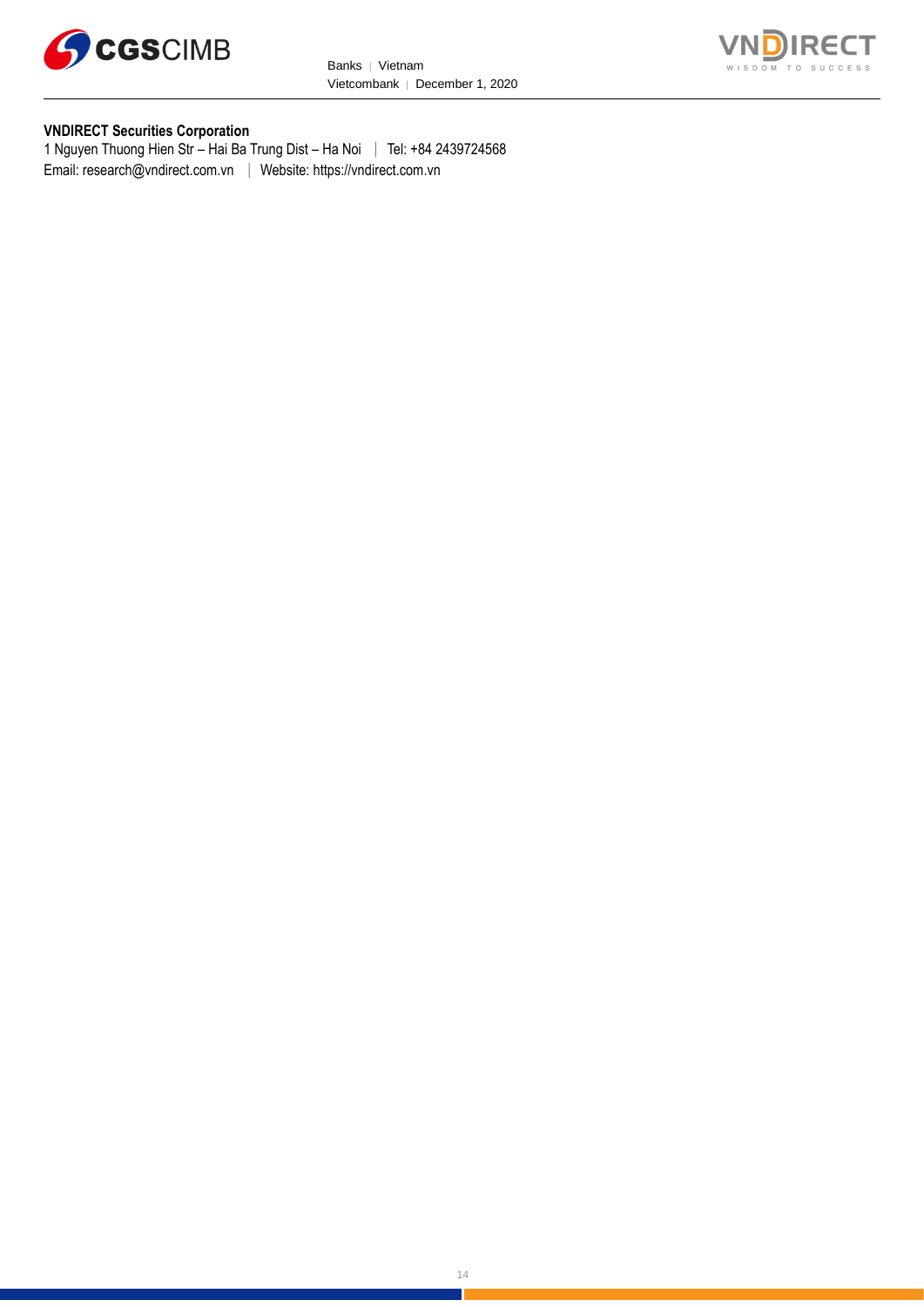**VNDIRECT Securities Corporation**

1 Nguyen Thuong Hien Str – Hai Ba Trung Dist – Ha Noi | Tel: +84 2439724568

Email: research@vndirect.com.vn | Website: https://vndirect.com.vn